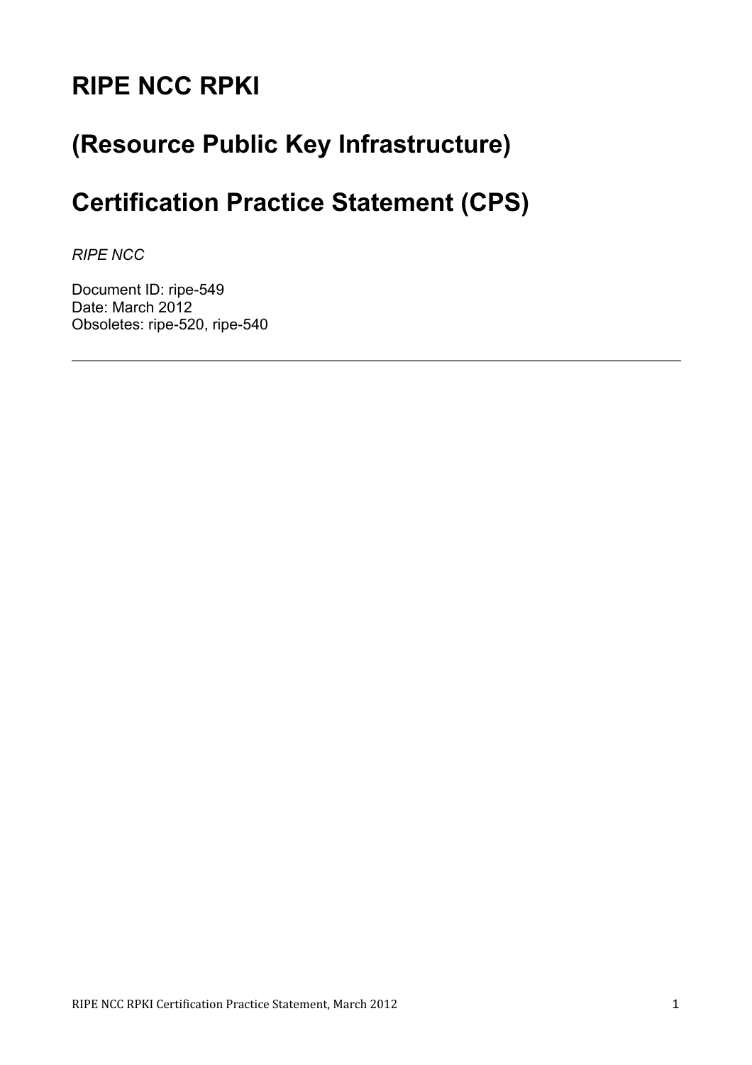# RIPE NCC RPKI

# (Resource Public Key Infrastructure)

# Certification Practice Statement (CPS)

*RIPE NCC*

Document ID: ripe-549
Date: March 2012
Obsoletes: ripe-520, ripe-540

---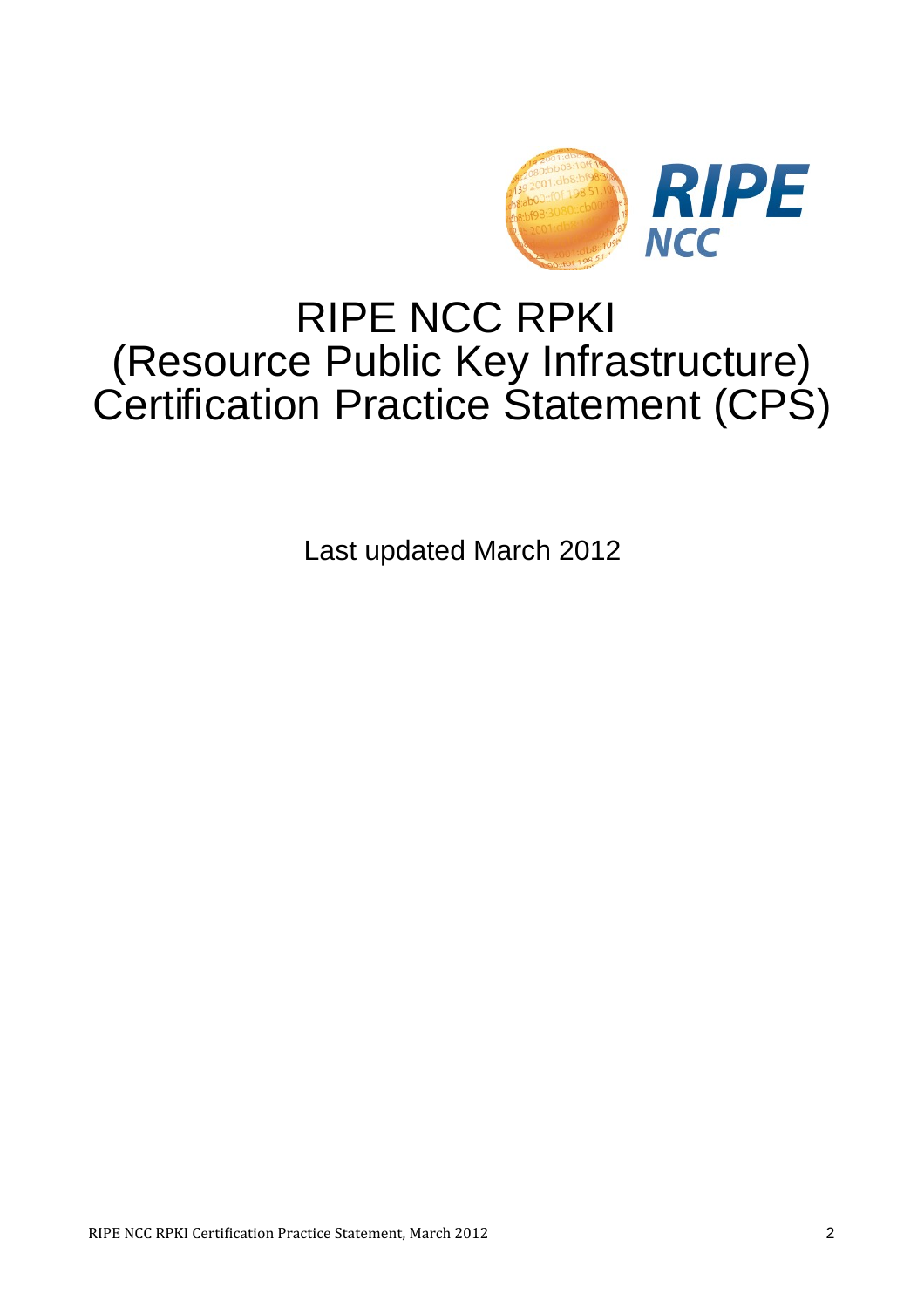# RIPE NCC RPKI (Resource Public Key Infrastructure) Certification Practice Statement (CPS)

Last updated March 2012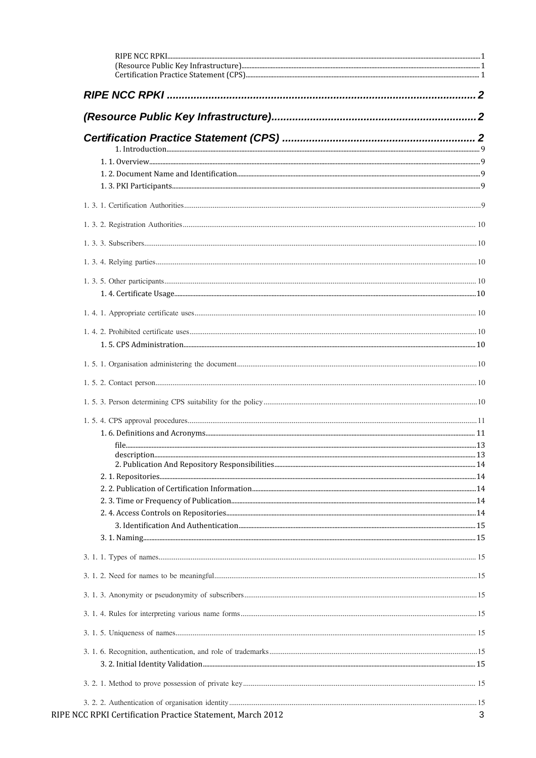RIPE NCC RPKI ........ 1
(Resource Public Key Infrastructure) ........ 1
Certification Practice Statement (CPS) ........ 1

**RIPE NCC RPKI ........ 2**

**(Resource Public Key Infrastructure) ........ 2**

**Certification Practice Statement (CPS) ........ 2**

1. Introduction ........ 9
1. 1. Overview ........ 9
1. 2. Document Name and Identification ........ 9
1. 3. PKI Participants ........ 9
1. 3. 1. Certification Authorities ........ 9
1. 3. 2. Registration Authorities ........ 10
1. 3. 3. Subscribers ........ 10
1. 3. 4. Relying parties ........ 10
1. 3. 5. Other participants ........ 10
1. 4. Certificate Usage ........ 10
1. 4. 1. Appropriate certificate uses ........ 10
1. 4. 2. Prohibited certificate uses ........ 10
1. 5. CPS Administration ........ 10
1. 5. 1. Organisation administering the document ........ 10
1. 5. 2. Contact person ........ 10
1. 5. 3. Person determining CPS suitability for the policy ........ 10
1. 5. 4. CPS approval procedures ........ 11
1. 6. Definitions and Acronyms ........ 11
file ........ 13
description ........ 13
2. Publication And Repository Responsibilities ........ 14
2. 1. Repositories ........ 14
2. 2. Publication of Certification Information ........ 14
2. 3. Time or Frequency of Publication ........ 14
2. 4. Access Controls on Repositories ........ 14
3. Identification And Authentication ........ 15
3. 1. Naming ........ 15
3. 1. 1. Types of names ........ 15
3. 1. 2. Need for names to be meaningful ........ 15
3. 1. 3. Anonymity or pseudonymity of subscribers ........ 15
3. 1. 4. Rules for interpreting various name forms ........ 15
3. 1. 5. Uniqueness of names ........ 15
3. 1. 6. Recognition, authentication, and role of trademarks ........ 15
3. 2. Initial Identity Validation ........ 15
3. 2. 1. Method to prove possession of private key ........ 15
3. 2. 2. Authentication of organisation identity ........ 15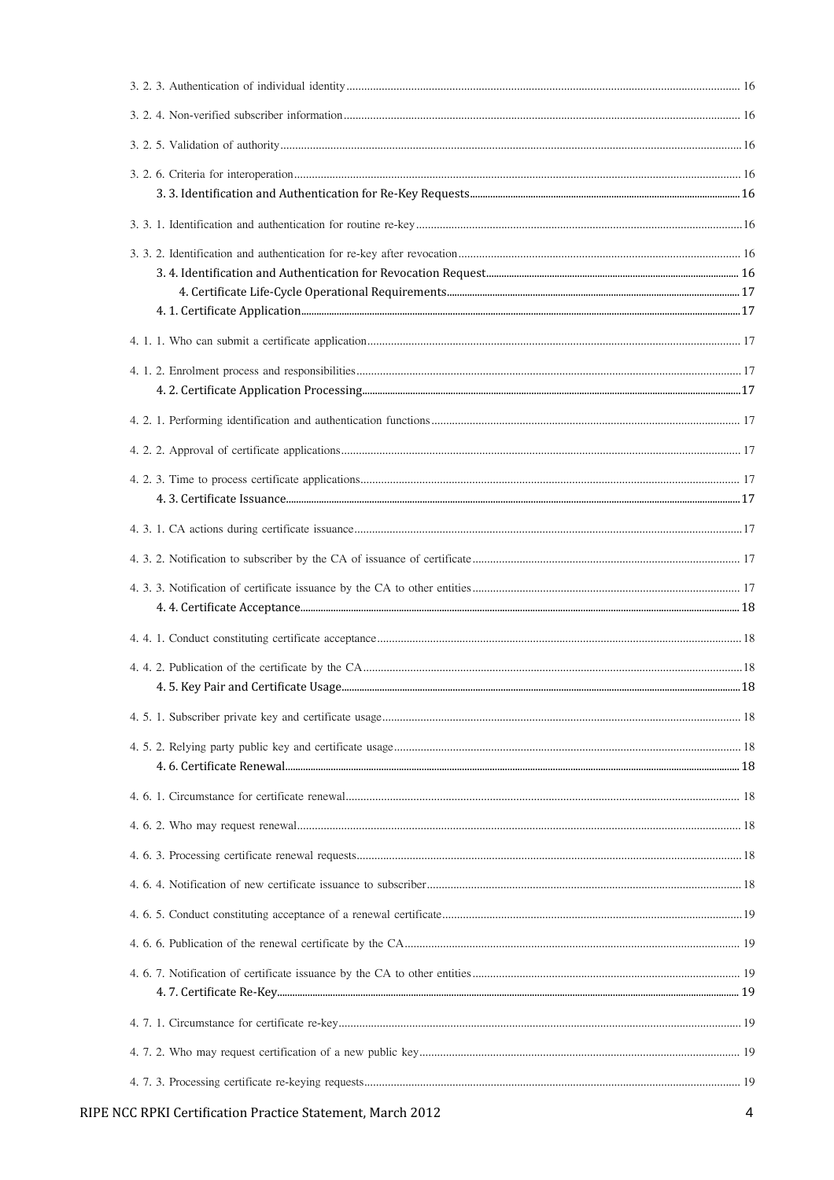3. 2. 3. Authentication of individual identity ........................................................................................................................................ 16

3. 2. 4. Non-verified subscriber information ........................................................................................................................................ 16

3. 2. 5. Validation of authority ........................................................................................................................................ 16

3. 2. 6. Criteria for interoperation ........................................................................................................................................ 16

3. 3. Identification and Authentication for Re-Key Requests ........................................................................................................................................ 16

3. 3. 1. Identification and authentication for routine re-key ........................................................................................................................................ 16

3. 3. 2. Identification and authentication for re-key after revocation ........................................................................................................................................ 16

3. 4. Identification and Authentication for Revocation Request ........................................................................................................................................ 16

4. Certificate Life-Cycle Operational Requirements ........................................................................................................................................ 17

4. 1. Certificate Application ........................................................................................................................................ 17

4. 1. 1. Who can submit a certificate application ........................................................................................................................................ 17

4. 1. 2. Enrolment process and responsibilities ........................................................................................................................................ 17

4. 2. Certificate Application Processing ........................................................................................................................................ 17

4. 2. 1. Performing identification and authentication functions ........................................................................................................................................ 17

4. 2. 2. Approval of certificate applications ........................................................................................................................................ 17

4. 2. 3. Time to process certificate applications ........................................................................................................................................ 17

4. 3. Certificate Issuance ........................................................................................................................................ 17

4. 3. 1. CA actions during certificate issuance ........................................................................................................................................ 17

4. 3. 2. Notification to subscriber by the CA of issuance of certificate ........................................................................................................................................ 17

4. 3. 3. Notification of certificate issuance by the CA to other entities ........................................................................................................................................ 17

4. 4. Certificate Acceptance ........................................................................................................................................ 18

4. 4. 1. Conduct constituting certificate acceptance ........................................................................................................................................ 18

4. 4. 2. Publication of the certificate by the CA ........................................................................................................................................ 18

4. 5. Key Pair and Certificate Usage ........................................................................................................................................ 18

4. 5. 1. Subscriber private key and certificate usage ........................................................................................................................................ 18

4. 5. 2. Relying party public key and certificate usage ........................................................................................................................................ 18

4. 6. Certificate Renewal ........................................................................................................................................ 18

4. 6. 1. Circumstance for certificate renewal ........................................................................................................................................ 18

4. 6. 2. Who may request renewal ........................................................................................................................................ 18

4. 6. 3. Processing certificate renewal requests ........................................................................................................................................ 18

4. 6. 4. Notification of new certificate issuance to subscriber ........................................................................................................................................ 18

4. 6. 5. Conduct constituting acceptance of a renewal certificate ........................................................................................................................................ 19

4. 6. 6. Publication of the renewal certificate by the CA ........................................................................................................................................ 19

4. 6. 7. Notification of certificate issuance by the CA to other entities ........................................................................................................................................ 19

4. 7. Certificate Re-Key ........................................................................................................................................ 19

4. 7. 1. Circumstance for certificate re-key ........................................................................................................................................ 19

4. 7. 2. Who may request certification of a new public key ........................................................................................................................................ 19

4. 7. 3. Processing certificate re-keying requests ........................................................................................................................................ 19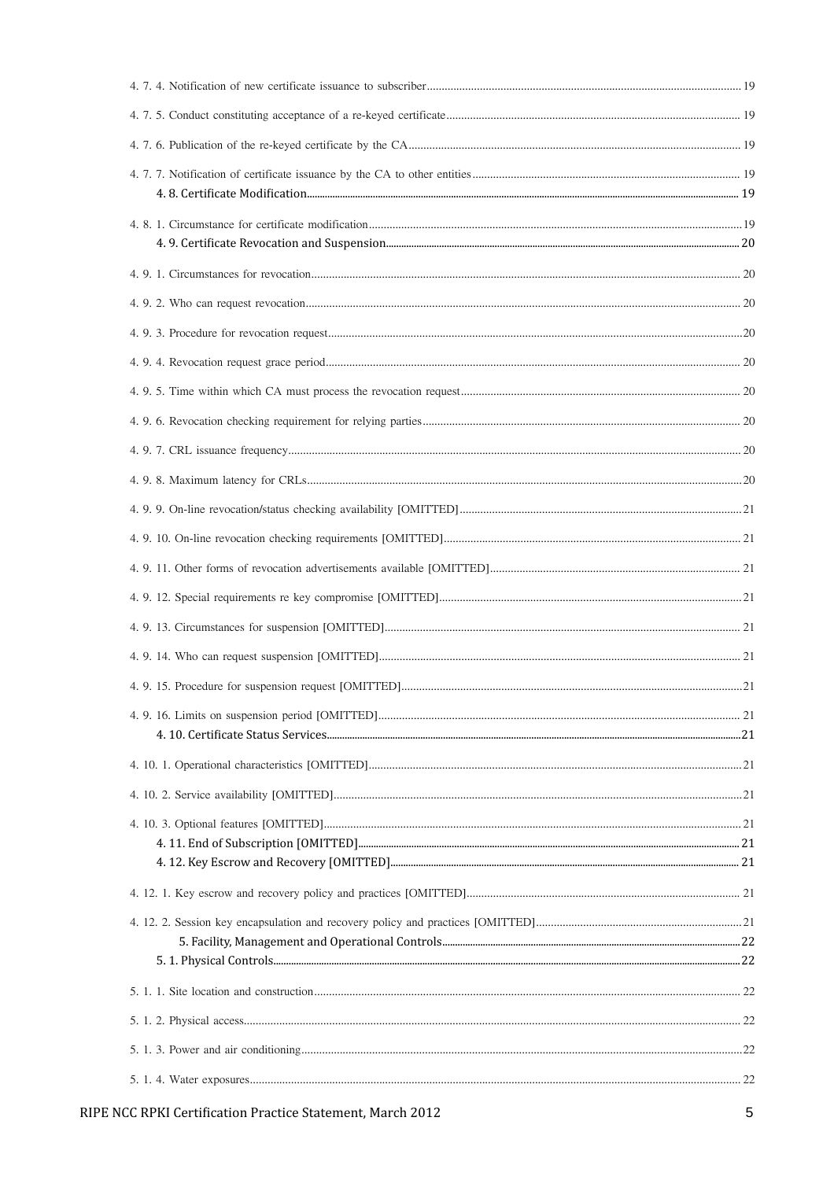4. 7. 4. Notification of new certificate issuance to subscriber .......... 19

4. 7. 5. Conduct constituting acceptance of a re-keyed certificate .......... 19

4. 7. 6. Publication of the re-keyed certificate by the CA .......... 19

4. 7. 7. Notification of certificate issuance by the CA to other entities .......... 19

4. 8. Certificate Modification .......... 19

4. 8. 1. Circumstance for certificate modification .......... 19

4. 9. Certificate Revocation and Suspension .......... 20

4. 9. 1. Circumstances for revocation .......... 20

4. 9. 2. Who can request revocation .......... 20

4. 9. 3. Procedure for revocation request .......... 20

4. 9. 4. Revocation request grace period .......... 20

4. 9. 5. Time within which CA must process the revocation request .......... 20

4. 9. 6. Revocation checking requirement for relying parties .......... 20

4. 9. 7. CRL issuance frequency .......... 20

4. 9. 8. Maximum latency for CRLs .......... 20

4. 9. 9. On-line revocation/status checking availability [OMITTED] .......... 21

4. 9. 10. On-line revocation checking requirements [OMITTED] .......... 21

4. 9. 11. Other forms of revocation advertisements available [OMITTED] .......... 21

4. 9. 12. Special requirements re key compromise [OMITTED] .......... 21

4. 9. 13. Circumstances for suspension [OMITTED] .......... 21

4. 9. 14. Who can request suspension [OMITTED] .......... 21

4. 9. 15. Procedure for suspension request [OMITTED] .......... 21

4. 9. 16. Limits on suspension period [OMITTED] .......... 21

4. 10. Certificate Status Services .......... 21

4. 10. 1. Operational characteristics [OMITTED] .......... 21

4. 10. 2. Service availability [OMITTED] .......... 21

4. 10. 3. Optional features [OMITTED] .......... 21

4. 11. End of Subscription [OMITTED] .......... 21

4. 12. Key Escrow and Recovery [OMITTED] .......... 21

4. 12. 1. Key escrow and recovery policy and practices [OMITTED] .......... 21

4. 12. 2. Session key encapsulation and recovery policy and practices [OMITTED] .......... 21

5. Facility, Management and Operational Controls .......... 22

5. 1. Physical Controls .......... 22

5. 1. 1. Site location and construction .......... 22

5. 1. 2. Physical access .......... 22

5. 1. 3. Power and air conditioning .......... 22

5. 1. 4. Water exposures .......... 22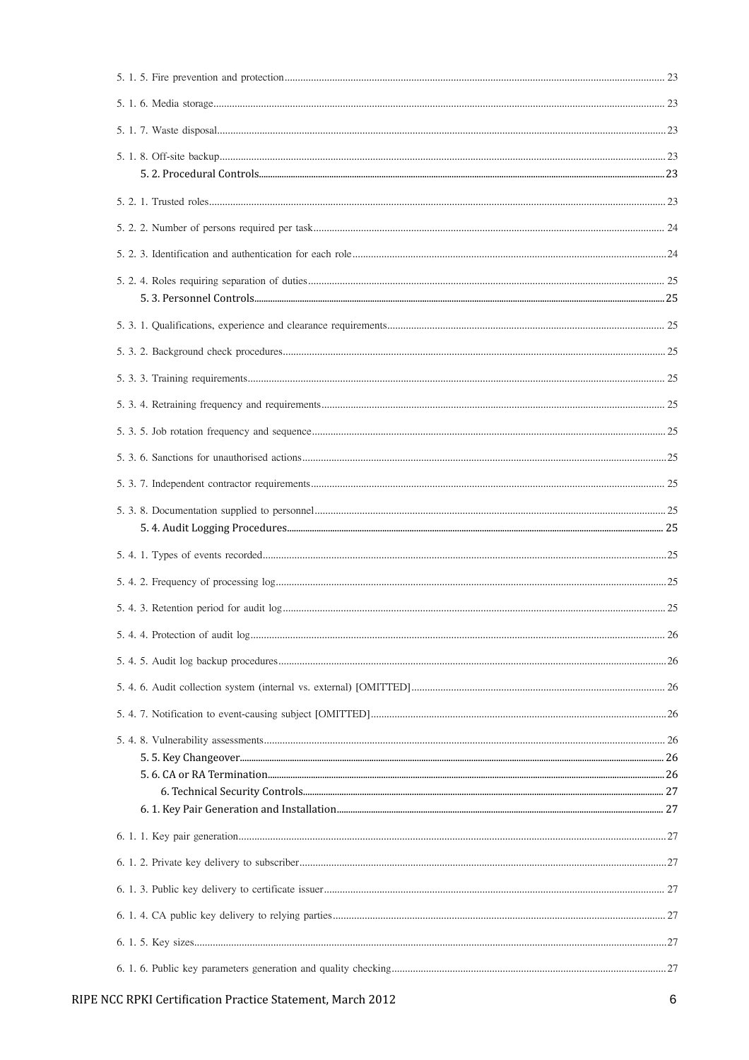5. 1. 5. Fire prevention and protection....................23

5. 1. 6. Media storage....................23

5. 1. 7. Waste disposal....................23

5. 1. 8. Off-site backup....................23

5. 2. Procedural Controls....................23

5. 2. 1. Trusted roles....................23

5. 2. 2. Number of persons required per task....................24

5. 2. 3. Identification and authentication for each role....................24

5. 2. 4. Roles requiring separation of duties....................25

5. 3. Personnel Controls....................25

5. 3. 1. Qualifications, experience and clearance requirements....................25

5. 3. 2. Background check procedures....................25

5. 3. 3. Training requirements....................25

5. 3. 4. Retraining frequency and requirements....................25

5. 3. 5. Job rotation frequency and sequence....................25

5. 3. 6. Sanctions for unauthorised actions....................25

5. 3. 7. Independent contractor requirements....................25

5. 3. 8. Documentation supplied to personnel....................25

5. 4. Audit Logging Procedures....................25

5. 4. 1. Types of events recorded....................25

5. 4. 2. Frequency of processing log....................25

5. 4. 3. Retention period for audit log....................25

5. 4. 4. Protection of audit log....................26

5. 4. 5. Audit log backup procedures....................26

5. 4. 6. Audit collection system (internal vs. external) [OMITTED]....................26

5. 4. 7. Notification to event-causing subject [OMITTED]....................26

5. 4. 8. Vulnerability assessments....................26

5. 5. Key Changeover....................26

5. 6. CA or RA Termination....................26

6. Technical Security Controls....................27

6. 1. Key Pair Generation and Installation....................27

6. 1. 1. Key pair generation....................27

6. 1. 2. Private key delivery to subscriber....................27

6. 1. 3. Public key delivery to certificate issuer....................27

6. 1. 4. CA public key delivery to relying parties....................27

6. 1. 5. Key sizes....................27

6. 1. 6. Public key parameters generation and quality checking....................27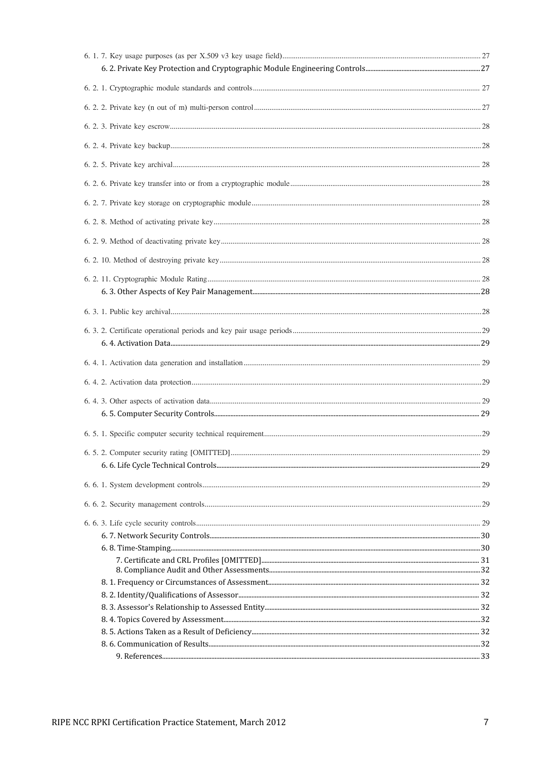6. 1. 7. Key usage purposes (as per X.509 v3 key usage field) ..... 27

6. 2. Private Key Protection and Cryptographic Module Engineering Controls ..... 27

6. 2. 1. Cryptographic module standards and controls ..... 27

6. 2. 2. Private key (n out of m) multi-person control ..... 27

6. 2. 3. Private key escrow ..... 28

6. 2. 4. Private key backup ..... 28

6. 2. 5. Private key archival ..... 28

6. 2. 6. Private key transfer into or from a cryptographic module ..... 28

6. 2. 7. Private key storage on cryptographic module ..... 28

6. 2. 8. Method of activating private key ..... 28

6. 2. 9. Method of deactivating private key ..... 28

6. 2. 10. Method of destroying private key ..... 28

6. 2. 11. Cryptographic Module Rating ..... 28

6. 3. Other Aspects of Key Pair Management ..... 28

6. 3. 1. Public key archival ..... 28

6. 3. 2. Certificate operational periods and key pair usage periods ..... 29

6. 4. Activation Data ..... 29

6. 4. 1. Activation data generation and installation ..... 29

6. 4. 2. Activation data protection ..... 29

6. 4. 3. Other aspects of activation data ..... 29

6. 5. Computer Security Controls ..... 29

6. 5. 1. Specific computer security technical requirement ..... 29

6. 5. 2. Computer security rating [OMITTED] ..... 29

6. 6. Life Cycle Technical Controls ..... 29

6. 6. 1. System development controls ..... 29

6. 6. 2. Security management controls ..... 29

6. 6. 3. Life cycle security controls ..... 29

6. 7. Network Security Controls ..... 30

6. 8. Time-Stamping ..... 30

7. Certificate and CRL Profiles [OMITTED] ..... 31

8. Compliance Audit and Other Assessments ..... 32

8. 1. Frequency or Circumstances of Assessment ..... 32

8. 2. Identity/Qualifications of Assessor ..... 32

8. 3. Assessor's Relationship to Assessed Entity ..... 32

8. 4. Topics Covered by Assessment ..... 32

8. 5. Actions Taken as a Result of Deficiency ..... 32

8. 6. Communication of Results ..... 32

9. References ..... 33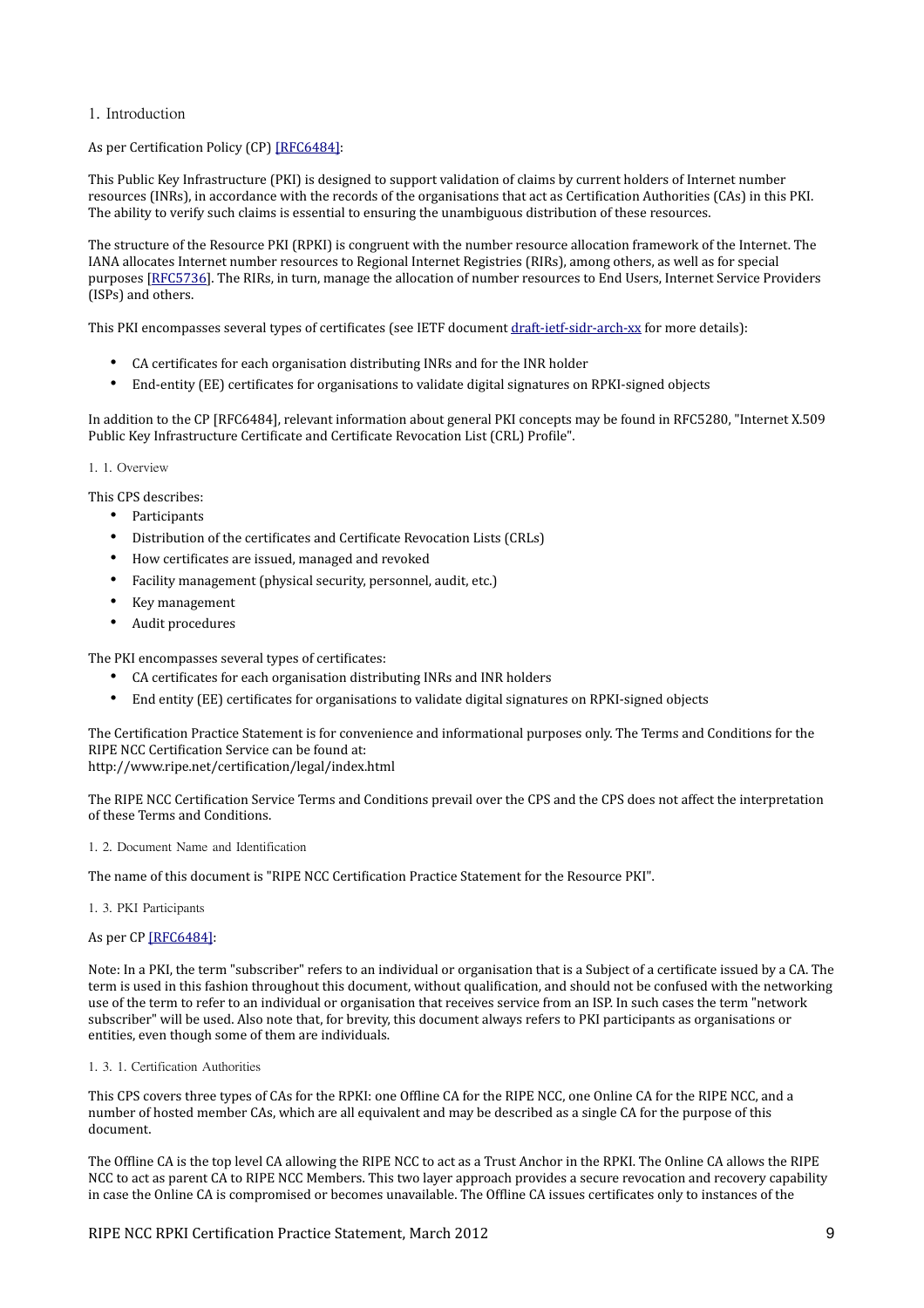# 1. Introduction

As per Certification Policy (CP) [RFC6484]:

This Public Key Infrastructure (PKI) is designed to support validation of claims by current holders of Internet number resources (INRs), in accordance with the records of the organisations that act as Certification Authorities (CAs) in this PKI. The ability to verify such claims is essential to ensuring the unambiguous distribution of these resources.

The structure of the Resource PKI (RPKI) is congruent with the number resource allocation framework of the Internet. The IANA allocates Internet number resources to Regional Internet Registries (RIRs), among others, as well as for special purposes [RFC5736]. The RIRs, in turn, manage the allocation of number resources to End Users, Internet Service Providers (ISPs) and others.

This PKI encompasses several types of certificates (see IETF document draft-ietf-sidr-arch-xx for more details):

- CA certificates for each organisation distributing INRs and for the INR holder
- End-entity (EE) certificates for organisations to validate digital signatures on RPKI-signed objects

In addition to the CP [RFC6484], relevant information about general PKI concepts may be found in RFC5280, "Internet X.509 Public Key Infrastructure Certificate and Certificate Revocation List (CRL) Profile".

## 1. 1. Overview

This CPS describes:

- Participants
- Distribution of the certificates and Certificate Revocation Lists (CRLs)
- How certificates are issued, managed and revoked
- Facility management (physical security, personnel, audit, etc.)
- Key management
- Audit procedures

The PKI encompasses several types of certificates:

- CA certificates for each organisation distributing INRs and INR holders
- End entity (EE) certificates for organisations to validate digital signatures on RPKI-signed objects

The Certification Practice Statement is for convenience and informational purposes only. The Terms and Conditions for the RIPE NCC Certification Service can be found at:
http://www.ripe.net/certification/legal/index.html

The RIPE NCC Certification Service Terms and Conditions prevail over the CPS and the CPS does not affect the interpretation of these Terms and Conditions.

## 1. 2. Document Name and Identification

The name of this document is "RIPE NCC Certification Practice Statement for the Resource PKI".

## 1. 3. PKI Participants

As per CP [RFC6484]:

Note: In a PKI, the term "subscriber" refers to an individual or organisation that is a Subject of a certificate issued by a CA. The term is used in this fashion throughout this document, without qualification, and should not be confused with the networking use of the term to refer to an individual or organisation that receives service from an ISP. In such cases the term "network subscriber" will be used. Also note that, for brevity, this document always refers to PKI participants as organisations or entities, even though some of them are individuals.

### 1. 3. 1. Certification Authorities

This CPS covers three types of CAs for the RPKI: one Offline CA for the RIPE NCC, one Online CA for the RIPE NCC, and a number of hosted member CAs, which are all equivalent and may be described as a single CA for the purpose of this document.

The Offline CA is the top level CA allowing the RIPE NCC to act as a Trust Anchor in the RPKI. The Online CA allows the RIPE NCC to act as parent CA to RIPE NCC Members. This two layer approach provides a secure revocation and recovery capability in case the Online CA is compromised or becomes unavailable. The Offline CA issues certificates only to instances of the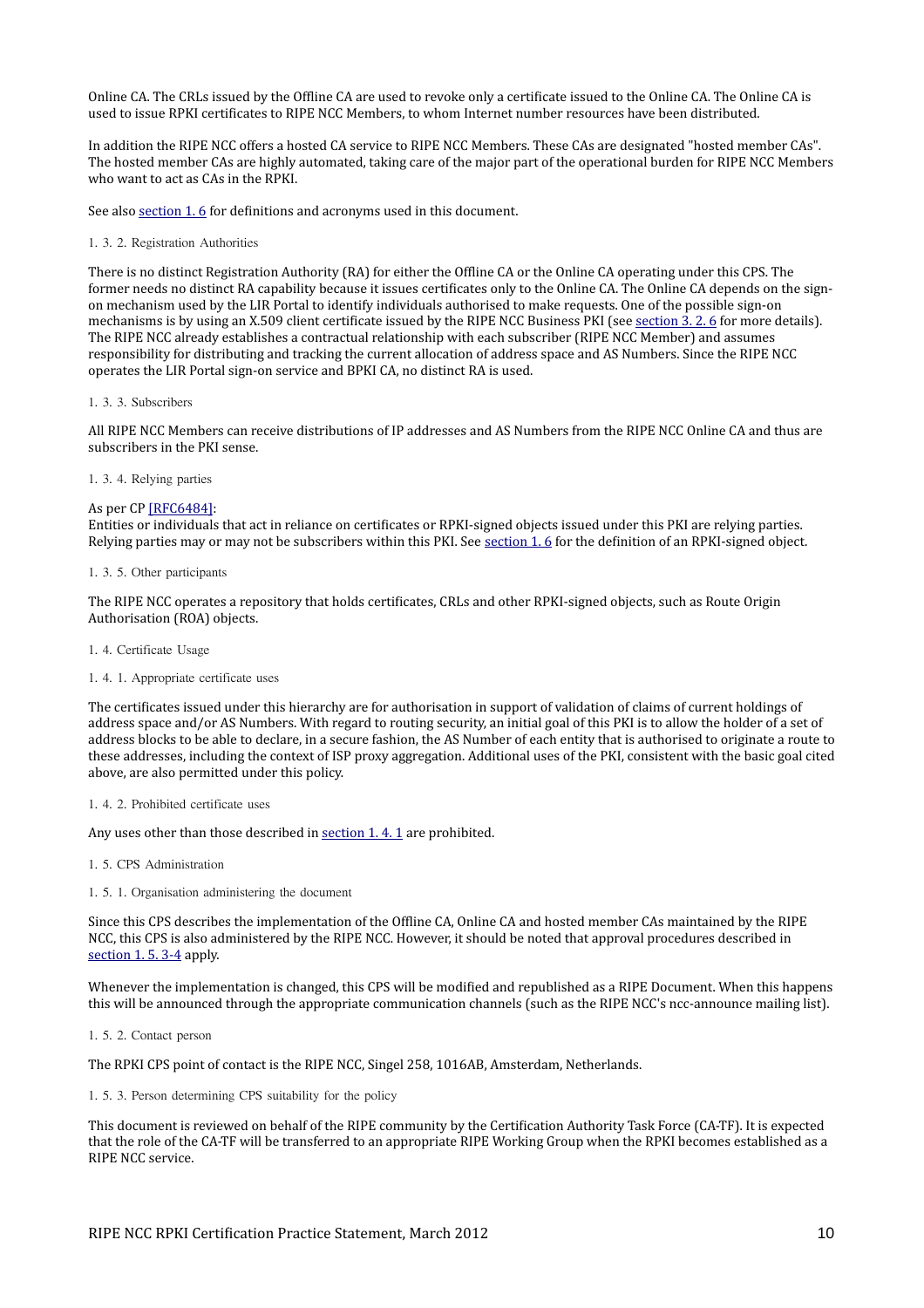Online CA. The CRLs issued by the Offline CA are used to revoke only a certificate issued to the Online CA. The Online CA is used to issue RPKI certificates to RIPE NCC Members, to whom Internet number resources have been distributed.

In addition the RIPE NCC offers a hosted CA service to RIPE NCC Members. These CAs are designated "hosted member CAs". The hosted member CAs are highly automated, taking care of the major part of the operational burden for RIPE NCC Members who want to act as CAs in the RPKI.

See also section 1. 6 for definitions and acronyms used in this document.

### 1. 3. 2. Registration Authorities

There is no distinct Registration Authority (RA) for either the Offline CA or the Online CA operating under this CPS. The former needs no distinct RA capability because it issues certificates only to the Online CA. The Online CA depends on the sign-on mechanism used by the LIR Portal to identify individuals authorised to make requests. One of the possible sign-on mechanisms is by using an X.509 client certificate issued by the RIPE NCC Business PKI (see section 3. 2. 6 for more details). The RIPE NCC already establishes a contractual relationship with each subscriber (RIPE NCC Member) and assumes responsibility for distributing and tracking the current allocation of address space and AS Numbers. Since the RIPE NCC operates the LIR Portal sign-on service and BPKI CA, no distinct RA is used.

### 1. 3. 3. Subscribers

All RIPE NCC Members can receive distributions of IP addresses and AS Numbers from the RIPE NCC Online CA and thus are subscribers in the PKI sense.

### 1. 3. 4. Relying parties

As per CP [RFC6484]:
Entities or individuals that act in reliance on certificates or RPKI-signed objects issued under this PKI are relying parties. Relying parties may or may not be subscribers within this PKI. See section 1. 6 for the definition of an RPKI-signed object.

### 1. 3. 5. Other participants

The RIPE NCC operates a repository that holds certificates, CRLs and other RPKI-signed objects, such as Route Origin Authorisation (ROA) objects.

## 1. 4. Certificate Usage

### 1. 4. 1. Appropriate certificate uses

The certificates issued under this hierarchy are for authorisation in support of validation of claims of current holdings of address space and/or AS Numbers. With regard to routing security, an initial goal of this PKI is to allow the holder of a set of address blocks to be able to declare, in a secure fashion, the AS Number of each entity that is authorised to originate a route to these addresses, including the context of ISP proxy aggregation. Additional uses of the PKI, consistent with the basic goal cited above, are also permitted under this policy.

### 1. 4. 2. Prohibited certificate uses

Any uses other than those described in section 1. 4. 1 are prohibited.

## 1. 5. CPS Administration

### 1. 5. 1. Organisation administering the document

Since this CPS describes the implementation of the Offline CA, Online CA and hosted member CAs maintained by the RIPE NCC, this CPS is also administered by the RIPE NCC. However, it should be noted that approval procedures described in section 1. 5. 3-4 apply.

Whenever the implementation is changed, this CPS will be modified and republished as a RIPE Document. When this happens this will be announced through the appropriate communication channels (such as the RIPE NCC's ncc-announce mailing list).

### 1. 5. 2. Contact person

The RPKI CPS point of contact is the RIPE NCC, Singel 258, 1016AB, Amsterdam, Netherlands.

### 1. 5. 3. Person determining CPS suitability for the policy

This document is reviewed on behalf of the RIPE community by the Certification Authority Task Force (CA-TF). It is expected that the role of the CA-TF will be transferred to an appropriate RIPE Working Group when the RPKI becomes established as a RIPE NCC service.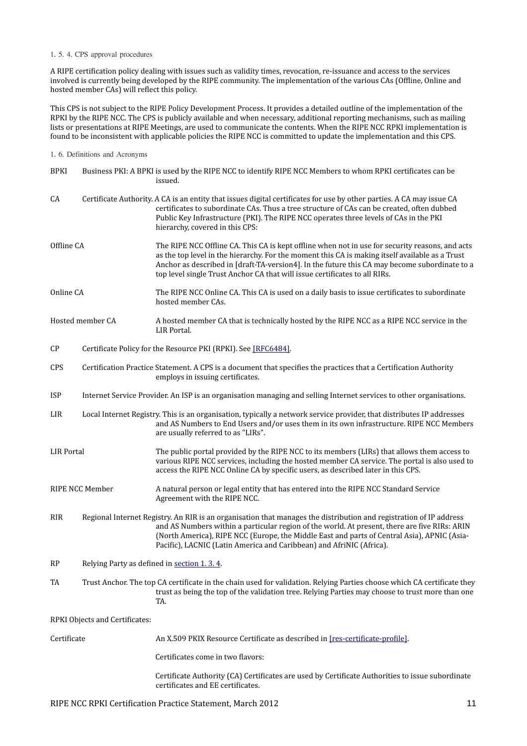#### 1. 5. 4. CPS approval procedures

A RIPE certification policy dealing with issues such as validity times, revocation, re-issuance and access to the services involved is currently being developed by the RIPE community. The implementation of the various CAs (Offline, Online and hosted member CAs) will reflect this policy.

This CPS is not subject to the RIPE Policy Development Process. It provides a detailed outline of the implementation of the RPKI by the RIPE NCC. The CPS is publicly available and when necessary, additional reporting mechanisms, such as mailing lists or presentations at RIPE Meetings, are used to communicate the contents. When the RIPE NCC RPKI implementation is found to be inconsistent with applicable policies the RIPE NCC is committed to update the implementation and this CPS.

### 1. 6. Definitions and Acronyms

**BPKI** Business PKI: A BPKI is used by the RIPE NCC to identify RIPE NCC Members to whom RPKI certificates can be issued.

**CA** Certificate Authority. A CA is an entity that issues digital certificates for use by other parties. A CA may issue CA certificates to subordinate CAs. Thus a tree structure of CAs can be created, often dubbed Public Key Infrastructure (PKI). The RIPE NCC operates three levels of CAs in the PKI hierarchy, covered in this CPS:

**Offline CA** The RIPE NCC Offline CA. This CA is kept offline when not in use for security reasons, and acts as the top level in the hierarchy. For the moment this CA is making itself available as a Trust Anchor as described in [draft-TA-version4]. In the future this CA may become subordinate to a top level single Trust Anchor CA that will issue certificates to all RIRs.

**Online CA** The RIPE NCC Online CA. This CA is used on a daily basis to issue certificates to subordinate hosted member CAs.

**Hosted member CA** A hosted member CA that is technically hosted by the RIPE NCC as a RIPE NCC service in the LIR Portal.

**CP** Certificate Policy for the Resource PKI (RPKI). See [RFC6484].

**CPS** Certification Practice Statement. A CPS is a document that specifies the practices that a Certification Authority employs in issuing certificates.

**ISP** Internet Service Provider. An ISP is an organisation managing and selling Internet services to other organisations.

**LIR** Local Internet Registry. This is an organisation, typically a network service provider, that distributes IP addresses and AS Numbers to End Users and/or uses them in its own infrastructure. RIPE NCC Members are usually referred to as "LIRs".

**LIR Portal** The public portal provided by the RIPE NCC to its members (LIRs) that allows them access to various RIPE NCC services, including the hosted member CA service. The portal is also used to access the RIPE NCC Online CA by specific users, as described later in this CPS.

**RIPE NCC Member** A natural person or legal entity that has entered into the RIPE NCC Standard Service Agreement with the RIPE NCC.

**RIR** Regional Internet Registry. An RIR is an organisation that manages the distribution and registration of IP address and AS Numbers within a particular region of the world. At present, there are five RIRs: ARIN (North America), RIPE NCC (Europe, the Middle East and parts of Central Asia), APNIC (Asia-Pacific), LACNIC (Latin America and Caribbean) and AfriNIC (Africa).

**RP** Relying Party as defined in section 1. 3. 4.

**TA** Trust Anchor. The top CA certificate in the chain used for validation. Relying Parties choose which CA certificate they trust as being the top of the validation tree. Relying Parties may choose to trust more than one TA.

RPKI Objects and Certificates:

**Certificate** An X.509 PKIX Resource Certificate as described in [res-certificate-profile].

Certificates come in two flavors:

Certificate Authority (CA) Certificates are used by Certificate Authorities to issue subordinate certificates and EE certificates.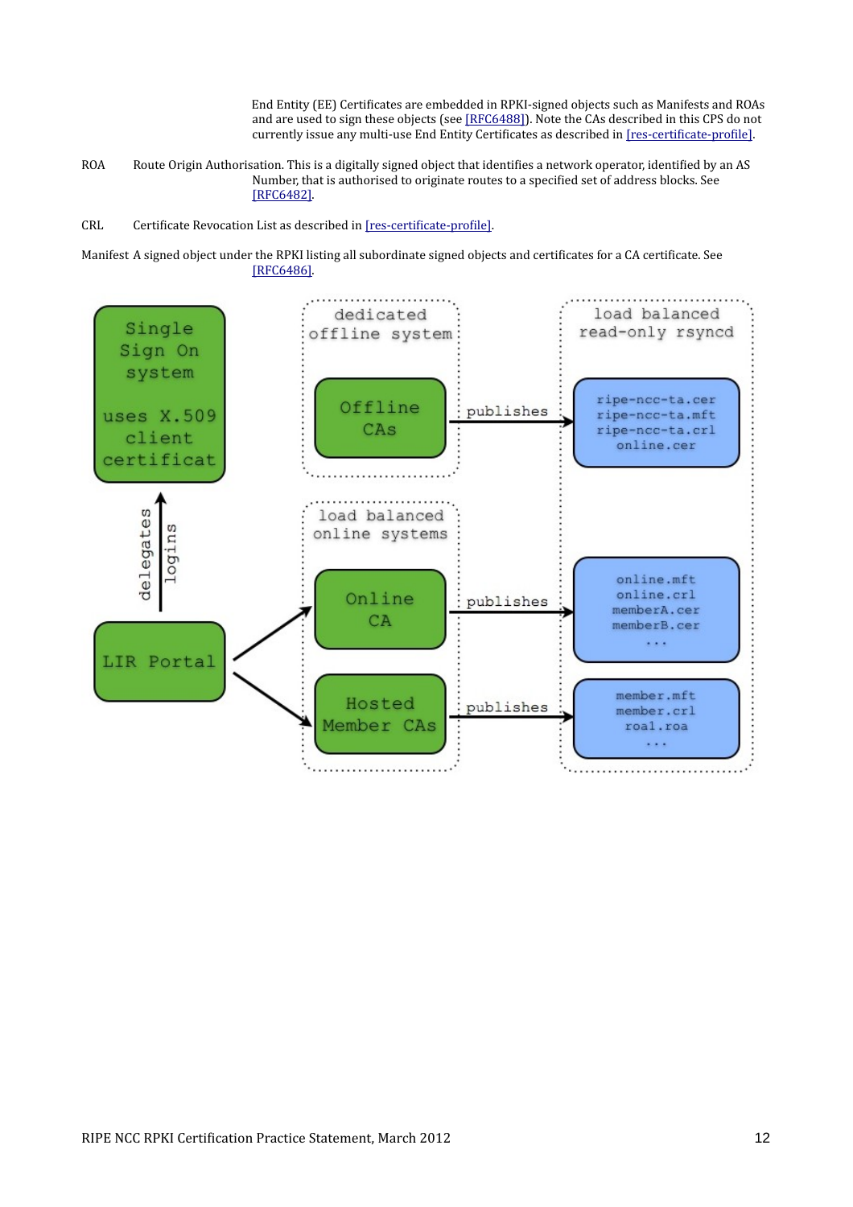End Entity (EE) Certificates are embedded in RPKI-signed objects such as Manifests and ROAs and are used to sign these objects (see [RFC6488]). Note the CAs described in this CPS do not currently issue any multi-use End Entity Certificates as described in [res-certificate-profile].

ROA Route Origin Authorisation. This is a digitally signed object that identifies a network operator, identified by an AS Number, that is authorised to originate routes to a specified set of address blocks. See [RFC6482].

CRL Certificate Revocation List as described in [res-certificate-profile].

Manifest A signed object under the RPKI listing all subordinate signed objects and certificates for a CA certificate. See [RFC6486].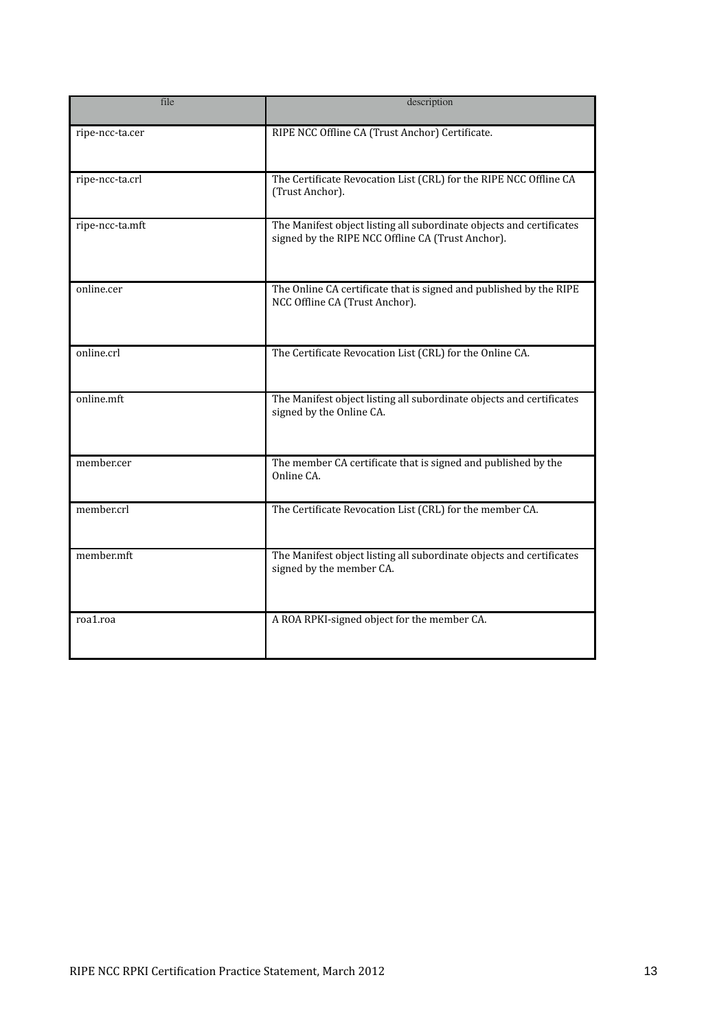| file | description |
| --- | --- |
| ripe-ncc-ta.cer | RIPE NCC Offline CA (Trust Anchor) Certificate. |
| ripe-ncc-ta.crl | The Certificate Revocation List (CRL) for the RIPE NCC Offline CA (Trust Anchor). |
| ripe-ncc-ta.mft | The Manifest object listing all subordinate objects and certificates signed by the RIPE NCC Offline CA (Trust Anchor). |
| online.cer | The Online CA certificate that is signed and published by the RIPE NCC Offline CA (Trust Anchor). |
| online.crl | The Certificate Revocation List (CRL) for the Online CA. |
| online.mft | The Manifest object listing all subordinate objects and certificates signed by the Online CA. |
| member.cer | The member CA certificate that is signed and published by the Online CA. |
| member.crl | The Certificate Revocation List (CRL) for the member CA. |
| member.mft | The Manifest object listing all subordinate objects and certificates signed by the member CA. |
| roa1.roa | A ROA RPKI-signed object for the member CA. |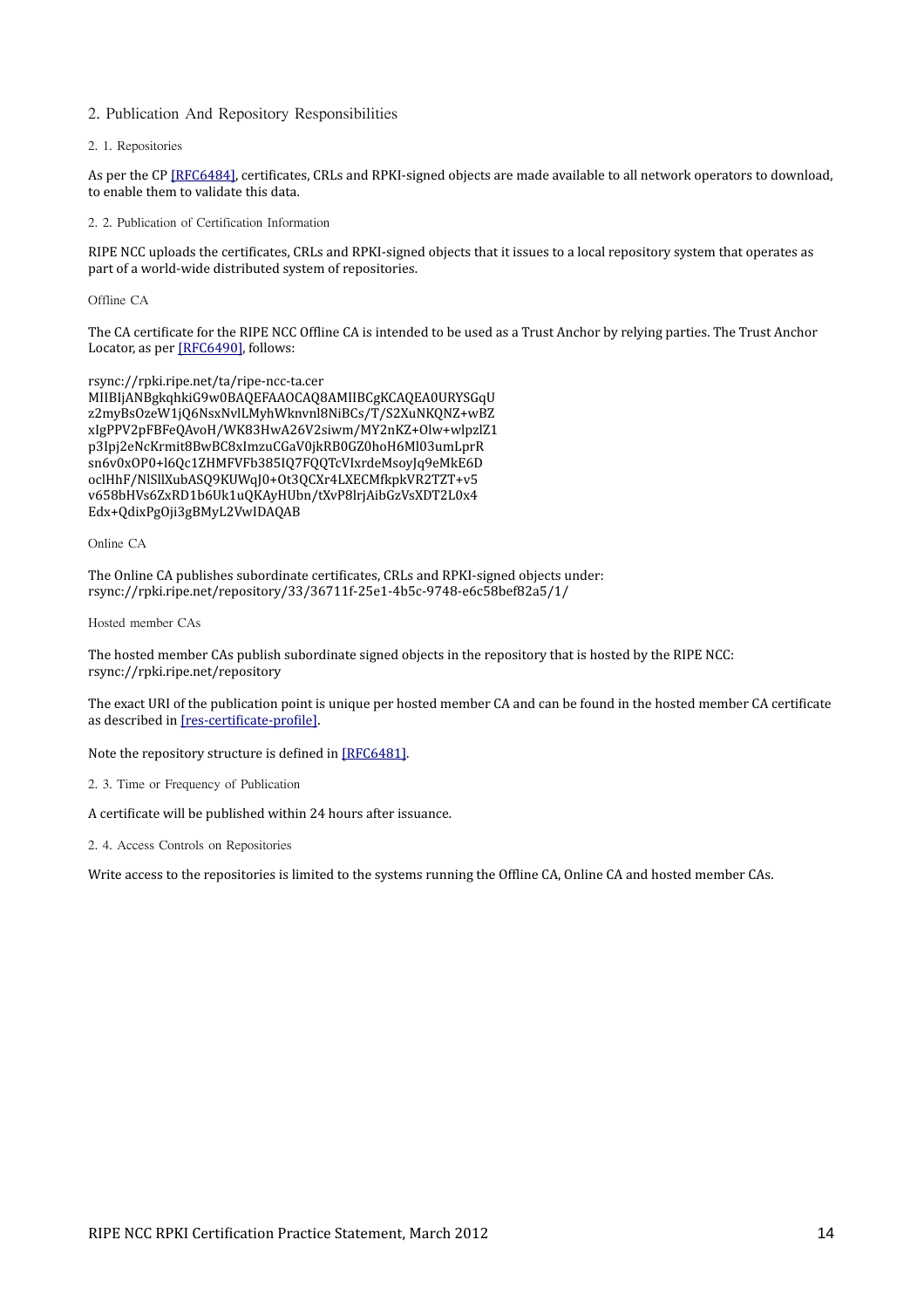## 2. Publication And Repository Responsibilities

### 2. 1. Repositories

As per the CP [RFC6484], certificates, CRLs and RPKI-signed objects are made available to all network operators to download, to enable them to validate this data.

### 2. 2. Publication of Certification Information

RIPE NCC uploads the certificates, CRLs and RPKI-signed objects that it issues to a local repository system that operates as part of a world-wide distributed system of repositories.

#### Offline CA

The CA certificate for the RIPE NCC Offline CA is intended to be used as a Trust Anchor by relying parties. The Trust Anchor Locator, as per [RFC6490], follows:

```
rsync://rpki.ripe.net/ta/ripe-ncc-ta.cer
MIIBIjANBgkqhkiG9w0BAQEFAAOCAQ8AMIIBCgKCAQEA0URYSGqU
z2myBsOzeW1jQ6NsxNvlLMyhWknvnl8NiBCs/T/S2XuNKQNZ+wBZ
xIgPPV2pFBFeQAvoH/WK83HwA26V2siwm/MY2nKZ+Olw+wlpzlZ1
p3Ipj2eNcKrmit8BwBC8xImzuCGaV0jkRB0GZ0hoH6Ml03umLprR
sn6v0xOP0+l6Qc1ZHMFVFb385IQ7FQQTcVIxrdeMsoyJq9eMkE6D
oclHhF/NlSllXubASQ9KUWqJ0+Ot3QCXr4LXECMfkpkVR2TZT+v5
v658bHVs6ZxRD1b6Uk1uQKAyHUbn/tXvP8lrjAibGzVsXDT2L0x4
Edx+QdixPgOji3gBMyL2VwIDAQAB
```

#### Online CA

The Online CA publishes subordinate certificates, CRLs and RPKI-signed objects under:
rsync://rpki.ripe.net/repository/33/36711f-25e1-4b5c-9748-e6c58bef82a5/1/

#### Hosted member CAs

The hosted member CAs publish subordinate signed objects in the repository that is hosted by the RIPE NCC:
rsync://rpki.ripe.net/repository

The exact URI of the publication point is unique per hosted member CA and can be found in the hosted member CA certificate as described in [res-certificate-profile].

Note the repository structure is defined in [RFC6481].

### 2. 3. Time or Frequency of Publication

A certificate will be published within 24 hours after issuance.

### 2. 4. Access Controls on Repositories

Write access to the repositories is limited to the systems running the Offline CA, Online CA and hosted member CAs.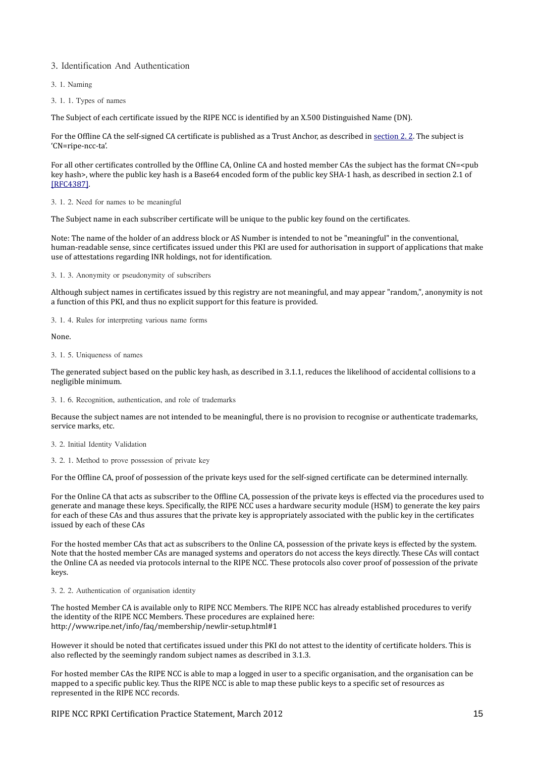# 3. Identification And Authentication

## 3. 1. Naming

### 3. 1. 1. Types of names

The Subject of each certificate issued by the RIPE NCC is identified by an X.500 Distinguished Name (DN).

For the Offline CA the self-signed CA certificate is published as a Trust Anchor, as described in section 2. 2. The subject is 'CN=ripe-ncc-ta'.

For all other certificates controlled by the Offline CA, Online CA and hosted member CAs the subject has the format CN=<pub key hash>, where the public key hash is a Base64 encoded form of the public key SHA-1 hash, as described in section 2.1 of [RFC4387].

### 3. 1. 2. Need for names to be meaningful

The Subject name in each subscriber certificate will be unique to the public key found on the certificates.

Note: The name of the holder of an address block or AS Number is intended to not be "meaningful" in the conventional, human-readable sense, since certificates issued under this PKI are used for authorisation in support of applications that make use of attestations regarding INR holdings, not for identification.

### 3. 1. 3. Anonymity or pseudonymity of subscribers

Although subject names in certificates issued by this registry are not meaningful, and may appear "random,", anonymity is not a function of this PKI, and thus no explicit support for this feature is provided.

### 3. 1. 4. Rules for interpreting various name forms

None.

### 3. 1. 5. Uniqueness of names

The generated subject based on the public key hash, as described in 3.1.1, reduces the likelihood of accidental collisions to a negligible minimum.

### 3. 1. 6. Recognition, authentication, and role of trademarks

Because the subject names are not intended to be meaningful, there is no provision to recognise or authenticate trademarks, service marks, etc.

## 3. 2. Initial Identity Validation

### 3. 2. 1. Method to prove possession of private key

For the Offline CA, proof of possession of the private keys used for the self-signed certificate can be determined internally.

For the Online CA that acts as subscriber to the Offline CA, possession of the private keys is effected via the procedures used to generate and manage these keys. Specifically, the RIPE NCC uses a hardware security module (HSM) to generate the key pairs for each of these CAs and thus assures that the private key is appropriately associated with the public key in the certificates issued by each of these CAs

For the hosted member CAs that act as subscribers to the Online CA, possession of the private keys is effected by the system. Note that the hosted member CAs are managed systems and operators do not access the keys directly. These CAs will contact the Online CA as needed via protocols internal to the RIPE NCC. These protocols also cover proof of possession of the private keys.

### 3. 2. 2. Authentication of organisation identity

The hosted Member CA is available only to RIPE NCC Members. The RIPE NCC has already established procedures to verify the identity of the RIPE NCC Members. These procedures are explained here:
http://www.ripe.net/info/faq/membership/newlir-setup.html#1

However it should be noted that certificates issued under this PKI do not attest to the identity of certificate holders. This is also reflected by the seemingly random subject names as described in 3.1.3.

For hosted member CAs the RIPE NCC is able to map a logged in user to a specific organisation, and the organisation can be mapped to a specific public key. Thus the RIPE NCC is able to map these public keys to a specific set of resources as represented in the RIPE NCC records.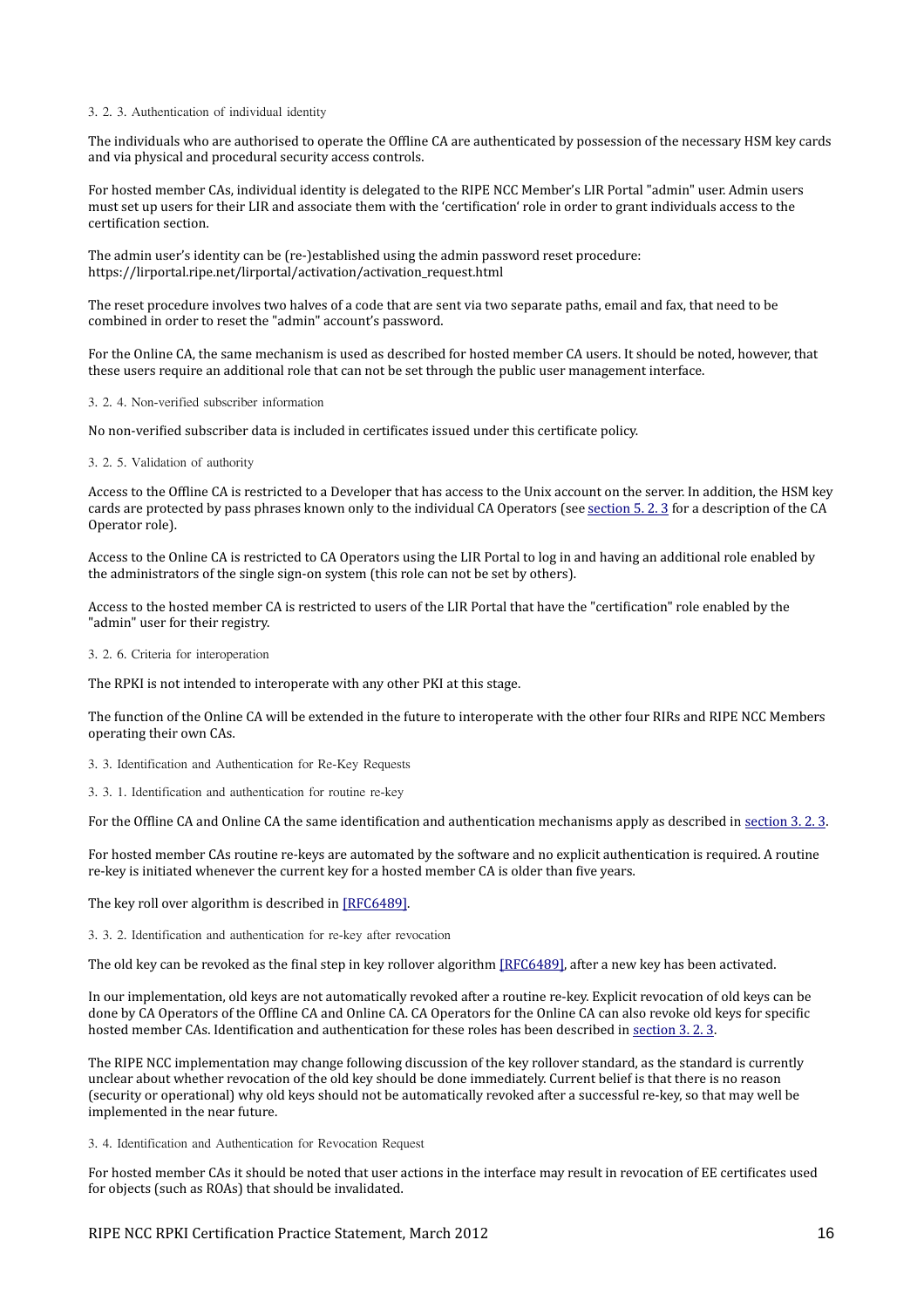### 3. 2. 3. Authentication of individual identity

The individuals who are authorised to operate the Offline CA are authenticated by possession of the necessary HSM key cards and via physical and procedural security access controls.

For hosted member CAs, individual identity is delegated to the RIPE NCC Member's LIR Portal "admin" user. Admin users must set up users for their LIR and associate them with the 'certification' role in order to grant individuals access to the certification section.

The admin user's identity can be (re-)established using the admin password reset procedure: https://lirportal.ripe.net/lirportal/activation/activation_request.html

The reset procedure involves two halves of a code that are sent via two separate paths, email and fax, that need to be combined in order to reset the "admin" account's password.

For the Online CA, the same mechanism is used as described for hosted member CA users. It should be noted, however, that these users require an additional role that can not be set through the public user management interface.

### 3. 2. 4. Non-verified subscriber information

No non-verified subscriber data is included in certificates issued under this certificate policy.

### 3. 2. 5. Validation of authority

Access to the Offline CA is restricted to a Developer that has access to the Unix account on the server. In addition, the HSM key cards are protected by pass phrases known only to the individual CA Operators (see section 5. 2. 3 for a description of the CA Operator role).

Access to the Online CA is restricted to CA Operators using the LIR Portal to log in and having an additional role enabled by the administrators of the single sign-on system (this role can not be set by others).

Access to the hosted member CA is restricted to users of the LIR Portal that have the "certification" role enabled by the "admin" user for their registry.

### 3. 2. 6. Criteria for interoperation

The RPKI is not intended to interoperate with any other PKI at this stage.

The function of the Online CA will be extended in the future to interoperate with the other four RIRs and RIPE NCC Members operating their own CAs.

## 3. 3. Identification and Authentication for Re-Key Requests

### 3. 3. 1. Identification and authentication for routine re-key

For the Offline CA and Online CA the same identification and authentication mechanisms apply as described in section 3. 2. 3.

For hosted member CAs routine re-keys are automated by the software and no explicit authentication is required. A routine re-key is initiated whenever the current key for a hosted member CA is older than five years.

The key roll over algorithm is described in [RFC6489].

### 3. 3. 2. Identification and authentication for re-key after revocation

The old key can be revoked as the final step in key rollover algorithm [RFC6489], after a new key has been activated.

In our implementation, old keys are not automatically revoked after a routine re-key. Explicit revocation of old keys can be done by CA Operators of the Offline CA and Online CA. CA Operators for the Online CA can also revoke old keys for specific hosted member CAs. Identification and authentication for these roles has been described in section 3. 2. 3.

The RIPE NCC implementation may change following discussion of the key rollover standard, as the standard is currently unclear about whether revocation of the old key should be done immediately. Current belief is that there is no reason (security or operational) why old keys should not be automatically revoked after a successful re-key, so that may well be implemented in the near future.

## 3. 4. Identification and Authentication for Revocation Request

For hosted member CAs it should be noted that user actions in the interface may result in revocation of EE certificates used for objects (such as ROAs) that should be invalidated.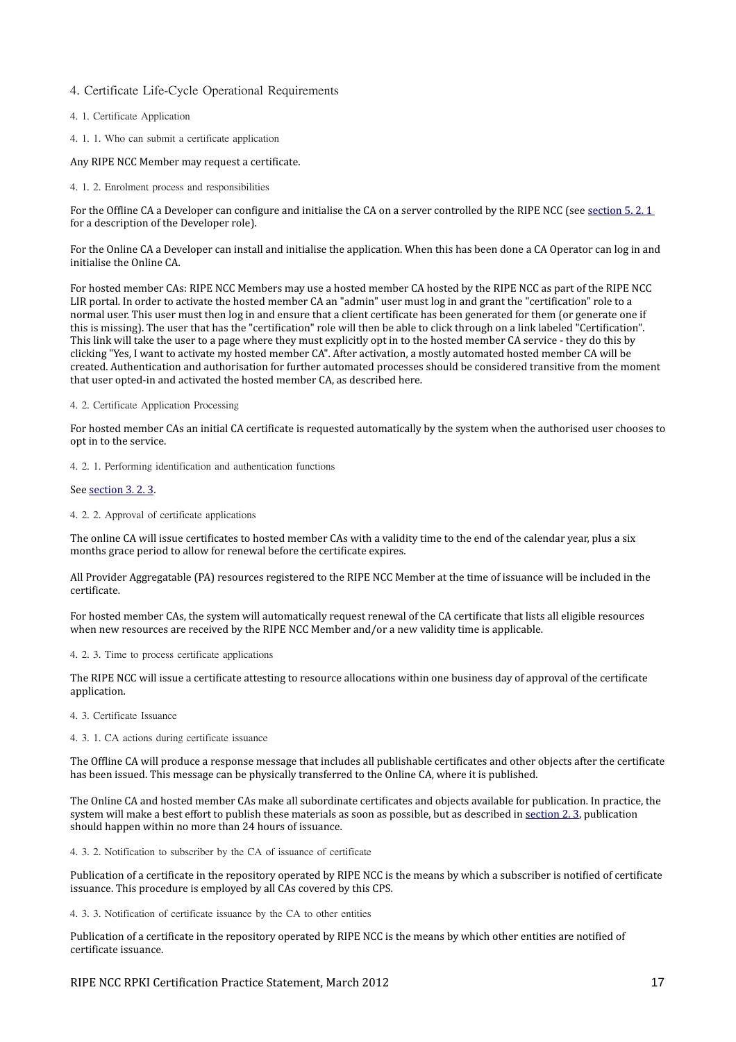# 4. Certificate Life-Cycle Operational Requirements

## 4. 1. Certificate Application

### 4. 1. 1. Who can submit a certificate application

Any RIPE NCC Member may request a certificate.

### 4. 1. 2. Enrolment process and responsibilities

For the Offline CA a Developer can configure and initialise the CA on a server controlled by the RIPE NCC (see section 5. 2. 1 for a description of the Developer role).

For the Online CA a Developer can install and initialise the application. When this has been done a CA Operator can log in and initialise the Online CA.

For hosted member CAs: RIPE NCC Members may use a hosted member CA hosted by the RIPE NCC as part of the RIPE NCC LIR portal. In order to activate the hosted member CA an "admin" user must log in and grant the "certification" role to a normal user. This user must then log in and ensure that a client certificate has been generated for them (or generate one if this is missing). The user that has the "certification" role will then be able to click through on a link labeled "Certification". This link will take the user to a page where they must explicitly opt in to the hosted member CA service - they do this by clicking "Yes, I want to activate my hosted member CA". After activation, a mostly automated hosted member CA will be created. Authentication and authorisation for further automated processes should be considered transitive from the moment that user opted-in and activated the hosted member CA, as described here.

## 4. 2. Certificate Application Processing

For hosted member CAs an initial CA certificate is requested automatically by the system when the authorised user chooses to opt in to the service.

### 4. 2. 1. Performing identification and authentication functions

See section 3. 2. 3.

### 4. 2. 2. Approval of certificate applications

The online CA will issue certificates to hosted member CAs with a validity time to the end of the calendar year, plus a six months grace period to allow for renewal before the certificate expires.

All Provider Aggregatable (PA) resources registered to the RIPE NCC Member at the time of issuance will be included in the certificate.

For hosted member CAs, the system will automatically request renewal of the CA certificate that lists all eligible resources when new resources are received by the RIPE NCC Member and/or a new validity time is applicable.

### 4. 2. 3. Time to process certificate applications

The RIPE NCC will issue a certificate attesting to resource allocations within one business day of approval of the certificate application.

## 4. 3. Certificate Issuance

### 4. 3. 1. CA actions during certificate issuance

The Offline CA will produce a response message that includes all publishable certificates and other objects after the certificate has been issued. This message can be physically transferred to the Online CA, where it is published.

The Online CA and hosted member CAs make all subordinate certificates and objects available for publication. In practice, the system will make a best effort to publish these materials as soon as possible, but as described in section 2. 3, publication should happen within no more than 24 hours of issuance.

### 4. 3. 2. Notification to subscriber by the CA of issuance of certificate

Publication of a certificate in the repository operated by RIPE NCC is the means by which a subscriber is notified of certificate issuance. This procedure is employed by all CAs covered by this CPS.

### 4. 3. 3. Notification of certificate issuance by the CA to other entities

Publication of a certificate in the repository operated by RIPE NCC is the means by which other entities are notified of certificate issuance.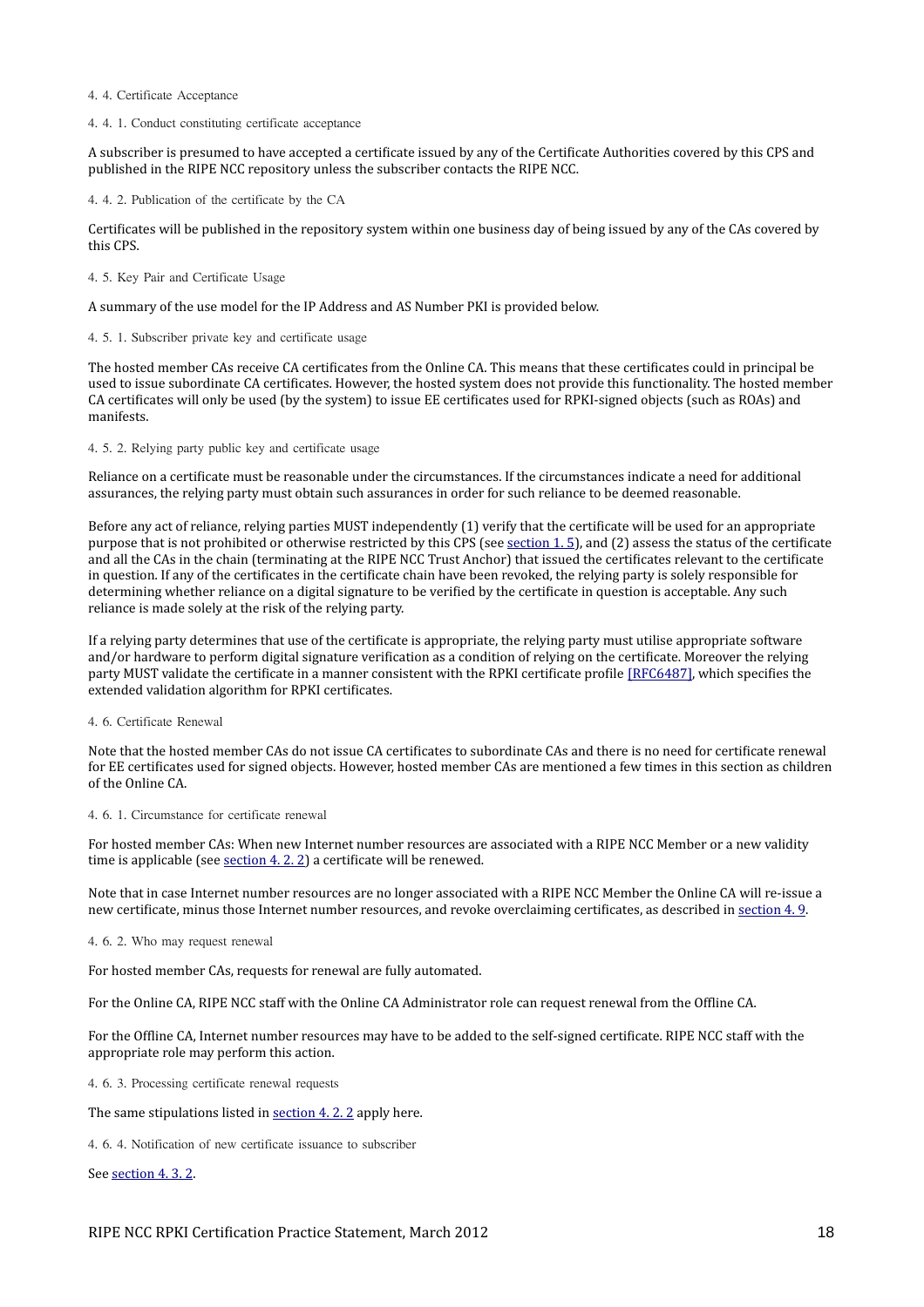### 4. 4. Certificate Acceptance

#### 4. 4. 1. Conduct constituting certificate acceptance

A subscriber is presumed to have accepted a certificate issued by any of the Certificate Authorities covered by this CPS and published in the RIPE NCC repository unless the subscriber contacts the RIPE NCC.

#### 4. 4. 2. Publication of the certificate by the CA

Certificates will be published in the repository system within one business day of being issued by any of the CAs covered by this CPS.

### 4. 5. Key Pair and Certificate Usage

A summary of the use model for the IP Address and AS Number PKI is provided below.

#### 4. 5. 1. Subscriber private key and certificate usage

The hosted member CAs receive CA certificates from the Online CA. This means that these certificates could in principal be used to issue subordinate CA certificates. However, the hosted system does not provide this functionality. The hosted member CA certificates will only be used (by the system) to issue EE certificates used for RPKI-signed objects (such as ROAs) and manifests.

#### 4. 5. 2. Relying party public key and certificate usage

Reliance on a certificate must be reasonable under the circumstances. If the circumstances indicate a need for additional assurances, the relying party must obtain such assurances in order for such reliance to be deemed reasonable.

Before any act of reliance, relying parties MUST independently (1) verify that the certificate will be used for an appropriate purpose that is not prohibited or otherwise restricted by this CPS (see section 1. 5), and (2) assess the status of the certificate and all the CAs in the chain (terminating at the RIPE NCC Trust Anchor) that issued the certificates relevant to the certificate in question. If any of the certificates in the certificate chain have been revoked, the relying party is solely responsible for determining whether reliance on a digital signature to be verified by the certificate in question is acceptable. Any such reliance is made solely at the risk of the relying party.

If a relying party determines that use of the certificate is appropriate, the relying party must utilise appropriate software and/or hardware to perform digital signature verification as a condition of relying on the certificate. Moreover the relying party MUST validate the certificate in a manner consistent with the RPKI certificate profile [RFC6487], which specifies the extended validation algorithm for RPKI certificates.

### 4. 6. Certificate Renewal

Note that the hosted member CAs do not issue CA certificates to subordinate CAs and there is no need for certificate renewal for EE certificates used for signed objects. However, hosted member CAs are mentioned a few times in this section as children of the Online CA.

#### 4. 6. 1. Circumstance for certificate renewal

For hosted member CAs: When new Internet number resources are associated with a RIPE NCC Member or a new validity time is applicable (see section 4. 2. 2) a certificate will be renewed.

Note that in case Internet number resources are no longer associated with a RIPE NCC Member the Online CA will re-issue a new certificate, minus those Internet number resources, and revoke overclaiming certificates, as described in section 4. 9.

#### 4. 6. 2. Who may request renewal

For hosted member CAs, requests for renewal are fully automated.

For the Online CA, RIPE NCC staff with the Online CA Administrator role can request renewal from the Offline CA.

For the Offline CA, Internet number resources may have to be added to the self-signed certificate. RIPE NCC staff with the appropriate role may perform this action.

#### 4. 6. 3. Processing certificate renewal requests

The same stipulations listed in section 4. 2. 2 apply here.

#### 4. 6. 4. Notification of new certificate issuance to subscriber

See section 4. 3. 2.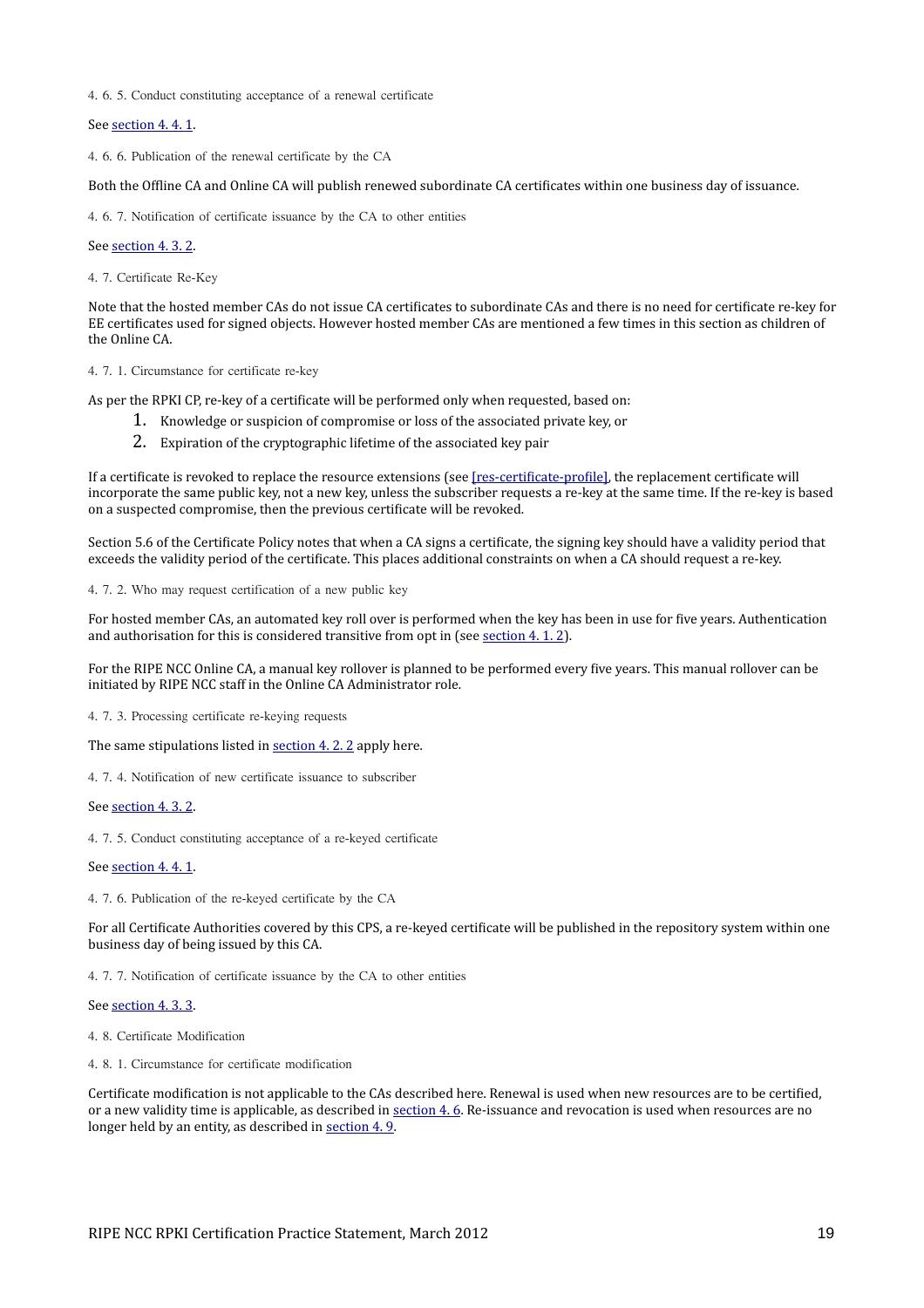#### 4. 6. 5. Conduct constituting acceptance of a renewal certificate

See section 4. 4. 1.

#### 4. 6. 6. Publication of the renewal certificate by the CA

Both the Offline CA and Online CA will publish renewed subordinate CA certificates within one business day of issuance.

#### 4. 6. 7. Notification of certificate issuance by the CA to other entities

See section 4. 3. 2.

### 4. 7. Certificate Re-Key

Note that the hosted member CAs do not issue CA certificates to subordinate CAs and there is no need for certificate re-key for EE certificates used for signed objects. However hosted member CAs are mentioned a few times in this section as children of the Online CA.

#### 4. 7. 1. Circumstance for certificate re-key

As per the RPKI CP, re-key of a certificate will be performed only when requested, based on:

1. Knowledge or suspicion of compromise or loss of the associated private key, or
2. Expiration of the cryptographic lifetime of the associated key pair

If a certificate is revoked to replace the resource extensions (see [res-certificate-profile], the replacement certificate will incorporate the same public key, not a new key, unless the subscriber requests a re-key at the same time. If the re-key is based on a suspected compromise, then the previous certificate will be revoked.

Section 5.6 of the Certificate Policy notes that when a CA signs a certificate, the signing key should have a validity period that exceeds the validity period of the certificate. This places additional constraints on when a CA should request a re-key.

#### 4. 7. 2. Who may request certification of a new public key

For hosted member CAs, an automated key roll over is performed when the key has been in use for five years. Authentication and authorisation for this is considered transitive from opt in (see section 4. 1. 2).

For the RIPE NCC Online CA, a manual key rollover is planned to be performed every five years. This manual rollover can be initiated by RIPE NCC staff in the Online CA Administrator role.

#### 4. 7. 3. Processing certificate re-keying requests

The same stipulations listed in section 4. 2. 2 apply here.

#### 4. 7. 4. Notification of new certificate issuance to subscriber

See section 4. 3. 2.

#### 4. 7. 5. Conduct constituting acceptance of a re-keyed certificate

See section 4. 4. 1.

#### 4. 7. 6. Publication of the re-keyed certificate by the CA

For all Certificate Authorities covered by this CPS, a re-keyed certificate will be published in the repository system within one business day of being issued by this CA.

#### 4. 7. 7. Notification of certificate issuance by the CA to other entities

See section 4. 3. 3.

### 4. 8. Certificate Modification

#### 4. 8. 1. Circumstance for certificate modification

Certificate modification is not applicable to the CAs described here. Renewal is used when new resources are to be certified, or a new validity time is applicable, as described in section 4. 6. Re-issuance and revocation is used when resources are no longer held by an entity, as described in section 4. 9.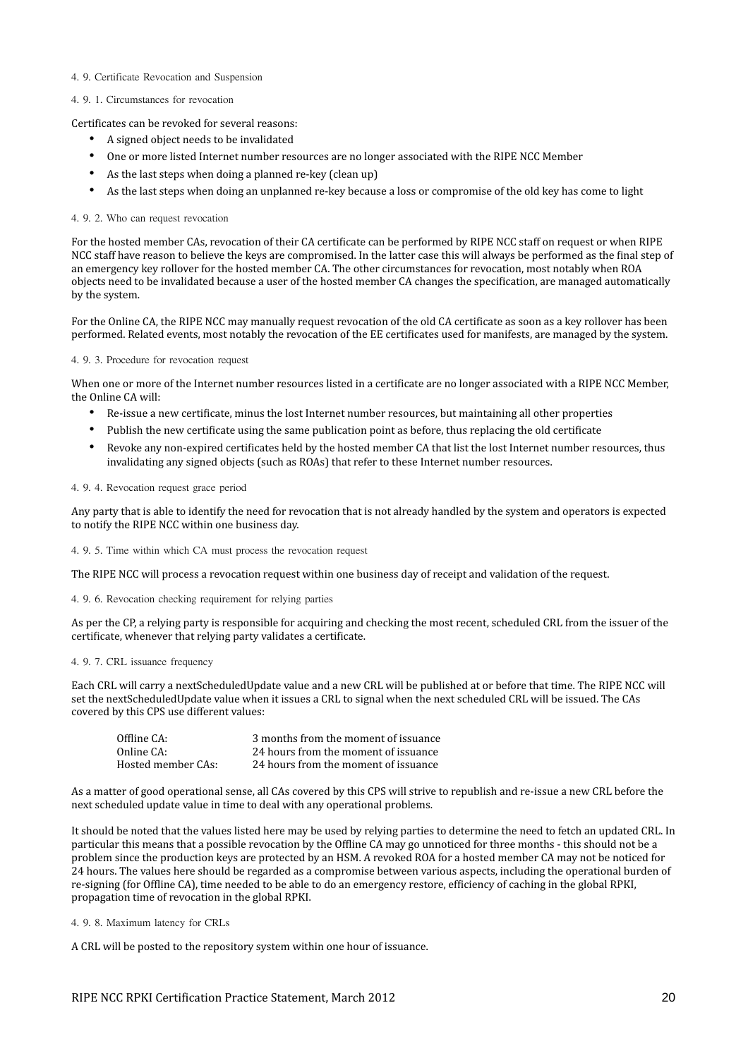## 4. 9. Certificate Revocation and Suspension

### 4. 9. 1. Circumstances for revocation

Certificates can be revoked for several reasons:

- A signed object needs to be invalidated
- One or more listed Internet number resources are no longer associated with the RIPE NCC Member
- As the last steps when doing a planned re-key (clean up)
- As the last steps when doing an unplanned re-key because a loss or compromise of the old key has come to light

### 4. 9. 2. Who can request revocation

For the hosted member CAs, revocation of their CA certificate can be performed by RIPE NCC staff on request or when RIPE NCC staff have reason to believe the keys are compromised. In the latter case this will always be performed as the final step of an emergency key rollover for the hosted member CA. The other circumstances for revocation, most notably when ROA objects need to be invalidated because a user of the hosted member CA changes the specification, are managed automatically by the system.

For the Online CA, the RIPE NCC may manually request revocation of the old CA certificate as soon as a key rollover has been performed. Related events, most notably the revocation of the EE certificates used for manifests, are managed by the system.

### 4. 9. 3. Procedure for revocation request

When one or more of the Internet number resources listed in a certificate are no longer associated with a RIPE NCC Member, the Online CA will:

- Re-issue a new certificate, minus the lost Internet number resources, but maintaining all other properties
- Publish the new certificate using the same publication point as before, thus replacing the old certificate
- Revoke any non-expired certificates held by the hosted member CA that list the lost Internet number resources, thus invalidating any signed objects (such as ROAs) that refer to these Internet number resources.

### 4. 9. 4. Revocation request grace period

Any party that is able to identify the need for revocation that is not already handled by the system and operators is expected to notify the RIPE NCC within one business day.

### 4. 9. 5. Time within which CA must process the revocation request

The RIPE NCC will process a revocation request within one business day of receipt and validation of the request.

### 4. 9. 6. Revocation checking requirement for relying parties

As per the CP, a relying party is responsible for acquiring and checking the most recent, scheduled CRL from the issuer of the certificate, whenever that relying party validates a certificate.

### 4. 9. 7. CRL issuance frequency

Each CRL will carry a nextScheduledUpdate value and a new CRL will be published at or before that time. The RIPE NCC will set the nextScheduledUpdate value when it issues a CRL to signal when the next scheduled CRL will be issued. The CAs covered by this CPS use different values:

| | |
|---|---|
| Offline CA: | 3 months from the moment of issuance |
| Online CA: | 24 hours from the moment of issuance |
| Hosted member CAs: | 24 hours from the moment of issuance |

As a matter of good operational sense, all CAs covered by this CPS will strive to republish and re-issue a new CRL before the next scheduled update value in time to deal with any operational problems.

It should be noted that the values listed here may be used by relying parties to determine the need to fetch an updated CRL. In particular this means that a possible revocation by the Offline CA may go unnoticed for three months - this should not be a problem since the production keys are protected by an HSM. A revoked ROA for a hosted member CA may not be noticed for 24 hours. The values here should be regarded as a compromise between various aspects, including the operational burden of re-signing (for Offline CA), time needed to be able to do an emergency restore, efficiency of caching in the global RPKI, propagation time of revocation in the global RPKI.

### 4. 9. 8. Maximum latency for CRLs

A CRL will be posted to the repository system within one hour of issuance.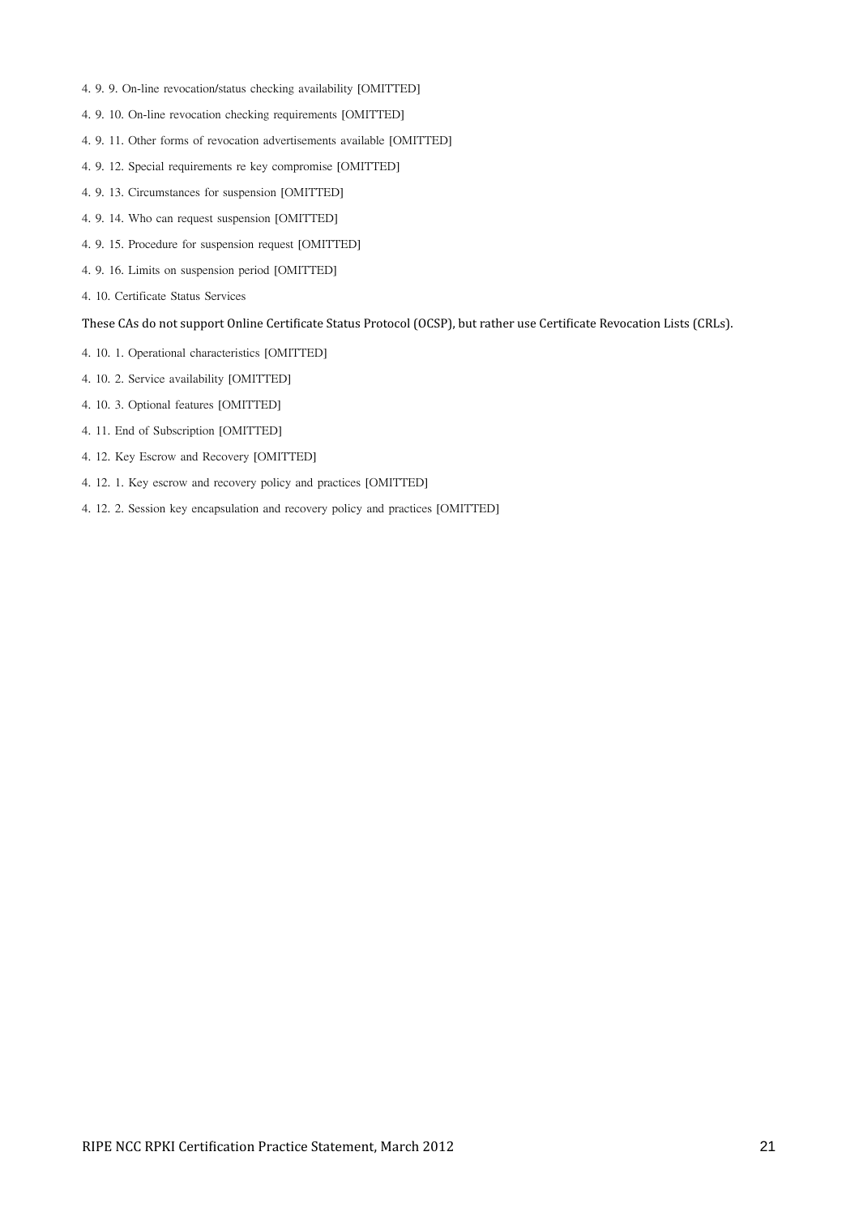4. 9. 9. On-line revocation/status checking availability [OMITTED]

4. 9. 10. On-line revocation checking requirements [OMITTED]

4. 9. 11. Other forms of revocation advertisements available [OMITTED]

4. 9. 12. Special requirements re key compromise [OMITTED]

4. 9. 13. Circumstances for suspension [OMITTED]

4. 9. 14. Who can request suspension [OMITTED]

4. 9. 15. Procedure for suspension request [OMITTED]

4. 9. 16. Limits on suspension period [OMITTED]

4. 10. Certificate Status Services

These CAs do not support Online Certificate Status Protocol (OCSP), but rather use Certificate Revocation Lists (CRLs).

4. 10. 1. Operational characteristics [OMITTED]

4. 10. 2. Service availability [OMITTED]

4. 10. 3. Optional features [OMITTED]

4. 11. End of Subscription [OMITTED]

4. 12. Key Escrow and Recovery [OMITTED]

4. 12. 1. Key escrow and recovery policy and practices [OMITTED]

4. 12. 2. Session key encapsulation and recovery policy and practices [OMITTED]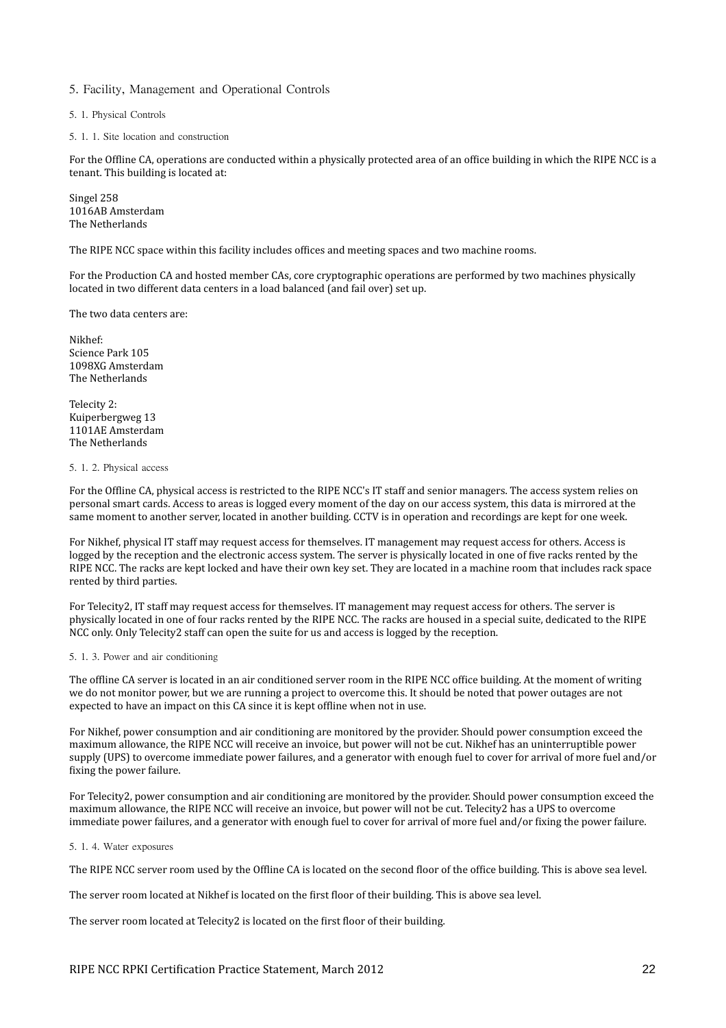# 5. Facility, Management and Operational Controls

## 5. 1. Physical Controls

### 5. 1. 1. Site location and construction

For the Offline CA, operations are conducted within a physically protected area of an office building in which the RIPE NCC is a tenant. This building is located at:

Singel 258
1016AB Amsterdam
The Netherlands

The RIPE NCC space within this facility includes offices and meeting spaces and two machine rooms.

For the Production CA and hosted member CAs, core cryptographic operations are performed by two machines physically located in two different data centers in a load balanced (and fail over) set up.

The two data centers are:

Nikhef:
Science Park 105
1098XG Amsterdam
The Netherlands

Telecity 2:
Kuiperbergweg 13
1101AE Amsterdam
The Netherlands

### 5. 1. 2. Physical access

For the Offline CA, physical access is restricted to the RIPE NCC's IT staff and senior managers. The access system relies on personal smart cards. Access to areas is logged every moment of the day on our access system, this data is mirrored at the same moment to another server, located in another building. CCTV is in operation and recordings are kept for one week.

For Nikhef, physical IT staff may request access for themselves. IT management may request access for others. Access is logged by the reception and the electronic access system. The server is physically located in one of five racks rented by the RIPE NCC. The racks are kept locked and have their own key set. They are located in a machine room that includes rack space rented by third parties.

For Telecity2, IT staff may request access for themselves. IT management may request access for others. The server is physically located in one of four racks rented by the RIPE NCC. The racks are housed in a special suite, dedicated to the RIPE NCC only. Only Telecity2 staff can open the suite for us and access is logged by the reception.

### 5. 1. 3. Power and air conditioning

The offline CA server is located in an air conditioned server room in the RIPE NCC office building. At the moment of writing we do not monitor power, but we are running a project to overcome this. It should be noted that power outages are not expected to have an impact on this CA since it is kept offline when not in use.

For Nikhef, power consumption and air conditioning are monitored by the provider. Should power consumption exceed the maximum allowance, the RIPE NCC will receive an invoice, but power will not be cut. Nikhef has an uninterruptible power supply (UPS) to overcome immediate power failures, and a generator with enough fuel to cover for arrival of more fuel and/or fixing the power failure.

For Telecity2, power consumption and air conditioning are monitored by the provider. Should power consumption exceed the maximum allowance, the RIPE NCC will receive an invoice, but power will not be cut. Telecity2 has a UPS to overcome immediate power failures, and a generator with enough fuel to cover for arrival of more fuel and/or fixing the power failure.

### 5. 1. 4. Water exposures

The RIPE NCC server room used by the Offline CA is located on the second floor of the office building. This is above sea level.

The server room located at Nikhef is located on the first floor of their building. This is above sea level.

The server room located at Telecity2 is located on the first floor of their building.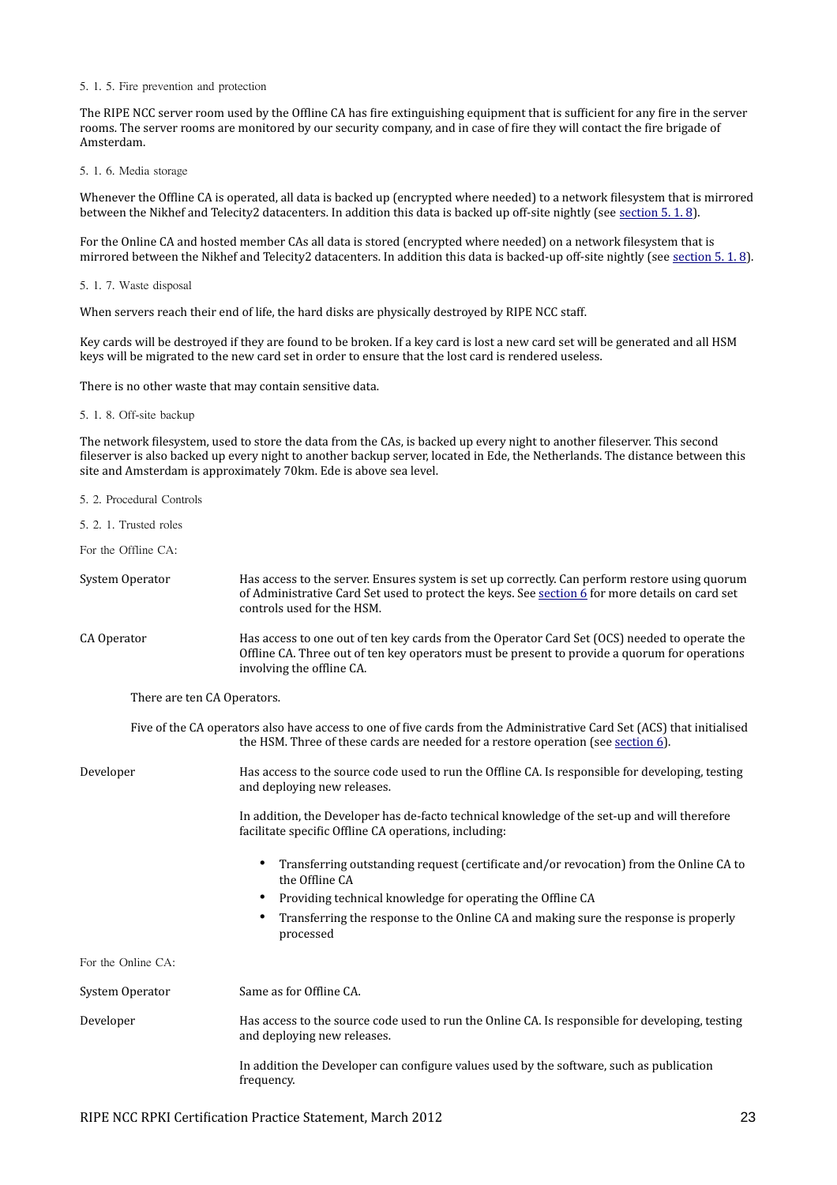### 5. 1. 5. Fire prevention and protection

The RIPE NCC server room used by the Offline CA has fire extinguishing equipment that is sufficient for any fire in the server rooms. The server rooms are monitored by our security company, and in case of fire they will contact the fire brigade of Amsterdam.

### 5. 1. 6. Media storage

Whenever the Offline CA is operated, all data is backed up (encrypted where needed) to a network filesystem that is mirrored between the Nikhef and Telecity2 datacenters. In addition this data is backed up off-site nightly (see section 5. 1. 8).

For the Online CA and hosted member CAs all data is stored (encrypted where needed) on a network filesystem that is mirrored between the Nikhef and Telecity2 datacenters. In addition this data is backed-up off-site nightly (see section 5. 1. 8).

### 5. 1. 7. Waste disposal

When servers reach their end of life, the hard disks are physically destroyed by RIPE NCC staff.

Key cards will be destroyed if they are found to be broken. If a key card is lost a new card set will be generated and all HSM keys will be migrated to the new card set in order to ensure that the lost card is rendered useless.

There is no other waste that may contain sensitive data.

### 5. 1. 8. Off-site backup

The network filesystem, used to store the data from the CAs, is backed up every night to another fileserver. This second fileserver is also backed up every night to another backup server, located in Ede, the Netherlands. The distance between this site and Amsterdam is approximately 70km. Ede is above sea level.

## 5. 2. Procedural Controls

### 5. 2. 1. Trusted roles

For the Offline CA:

**System Operator**: Has access to the server. Ensures system is set up correctly. Can perform restore using quorum of Administrative Card Set used to protect the keys. See section 6 for more details on card set controls used for the HSM.

**CA Operator**: Has access to one out of ten key cards from the Operator Card Set (OCS) needed to operate the Offline CA. Three out of ten key operators must be present to provide a quorum for operations involving the offline CA.

There are ten CA Operators.

Five of the CA operators also have access to one of five cards from the Administrative Card Set (ACS) that initialised the HSM. Three of these cards are needed for a restore operation (see section 6).

**Developer**: Has access to the source code used to run the Offline CA. Is responsible for developing, testing and deploying new releases.

In addition, the Developer has de-facto technical knowledge of the set-up and will therefore facilitate specific Offline CA operations, including:

- Transferring outstanding request (certificate and/or revocation) from the Online CA to the Offline CA
- Providing technical knowledge for operating the Offline CA
- Transferring the response to the Online CA and making sure the response is properly processed

For the Online CA:

**System Operator**: Same as for Offline CA.

**Developer**: Has access to the source code used to run the Online CA. Is responsible for developing, testing and deploying new releases.

In addition the Developer can configure values used by the software, such as publication frequency.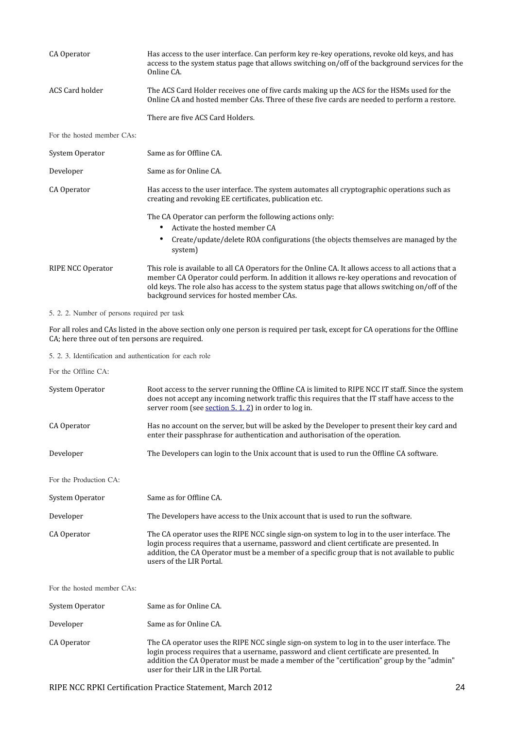| | |
|---|---|
| CA Operator | Has access to the user interface. Can perform key re-key operations, revoke old keys, and has access to the system status page that allows switching on/off of the background services for the Online CA. |
| ACS Card holder | The ACS Card Holder receives one of five cards making up the ACS for the HSMs used for the Online CA and hosted member CAs. Three of these five cards are needed to perform a restore.<br><br>There are five ACS Card Holders. |

For the hosted member CAs:

| | |
|---|---|
| System Operator | Same as for Offline CA. |
| Developer | Same as for Online CA. |
| CA Operator | Has access to the user interface. The system automates all cryptographic operations such as creating and revoking EE certificates, publication etc.<br><br>The CA Operator can perform the following actions only:<br>• Activate the hosted member CA<br>• Create/update/delete ROA configurations (the objects themselves are managed by the system) |
| RIPE NCC Operator | This role is available to all CA Operators for the Online CA. It allows access to all actions that a member CA Operator could perform. In addition it allows re-key operations and revocation of old keys. The role also has access to the system status page that allows switching on/off of the background services for hosted member CAs. |

5. 2. 2. Number of persons required per task

For all roles and CAs listed in the above section only one person is required per task, except for CA operations for the Offline CA; here three out of ten persons are required.

5. 2. 3. Identification and authentication for each role

For the Offline CA:

| | |
|---|---|
| System Operator | Root access to the server running the Offline CA is limited to RIPE NCC IT staff. Since the system does not accept any incoming network traffic this requires that the IT staff have access to the server room (see section 5. 1. 2) in order to log in. |
| CA Operator | Has no account on the server, but will be asked by the Developer to present their key card and enter their passphrase for authentication and authorisation of the operation. |
| Developer | The Developers can login to the Unix account that is used to run the Offline CA software. |

For the Production CA:

| | |
|---|---|
| System Operator | Same as for Offline CA. |
| Developer | The Developers have access to the Unix account that is used to run the software. |
| CA Operator | The CA operator uses the RIPE NCC single sign-on system to log in to the user interface. The login process requires that a username, password and client certificate are presented. In addition, the CA Operator must be a member of a specific group that is not available to public users of the LIR Portal. |

For the hosted member CAs:

| | |
|---|---|
| System Operator | Same as for Online CA. |
| Developer | Same as for Online CA. |
| CA Operator | The CA operator uses the RIPE NCC single sign-on system to log in to the user interface. The login process requires that a username, password and client certificate are presented. In addition the CA Operator must be made a member of the "certification" group by the "admin" user for their LIR in the LIR Portal. |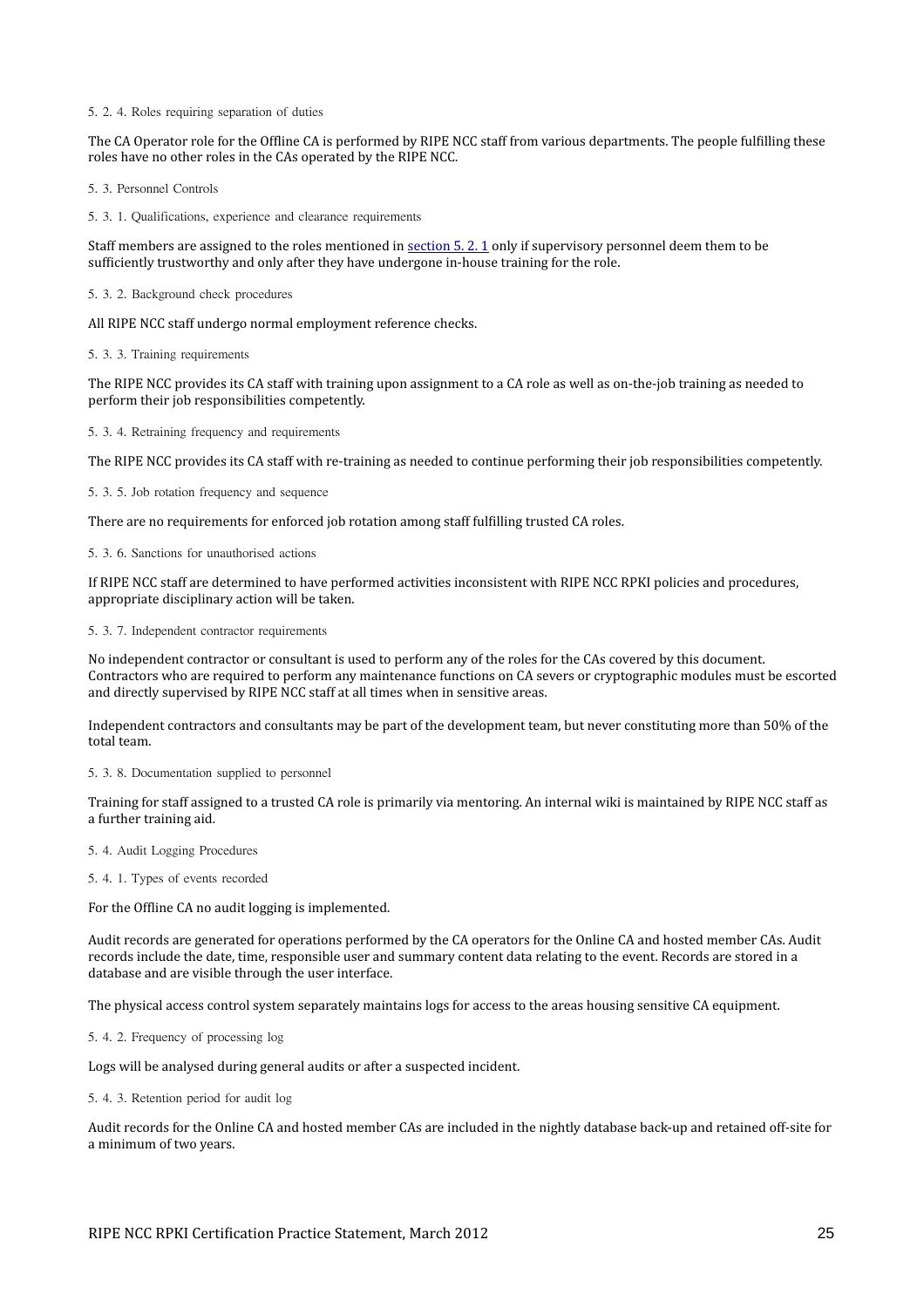#### 5. 2. 4. Roles requiring separation of duties

The CA Operator role for the Offline CA is performed by RIPE NCC staff from various departments. The people fulfilling these roles have no other roles in the CAs operated by the RIPE NCC.

### 5. 3. Personnel Controls

#### 5. 3. 1. Qualifications, experience and clearance requirements

Staff members are assigned to the roles mentioned in section 5. 2. 1 only if supervisory personnel deem them to be sufficiently trustworthy and only after they have undergone in-house training for the role.

#### 5. 3. 2. Background check procedures

All RIPE NCC staff undergo normal employment reference checks.

#### 5. 3. 3. Training requirements

The RIPE NCC provides its CA staff with training upon assignment to a CA role as well as on-the-job training as needed to perform their job responsibilities competently.

#### 5. 3. 4. Retraining frequency and requirements

The RIPE NCC provides its CA staff with re-training as needed to continue performing their job responsibilities competently.

#### 5. 3. 5. Job rotation frequency and sequence

There are no requirements for enforced job rotation among staff fulfilling trusted CA roles.

#### 5. 3. 6. Sanctions for unauthorised actions

If RIPE NCC staff are determined to have performed activities inconsistent with RIPE NCC RPKI policies and procedures, appropriate disciplinary action will be taken.

#### 5. 3. 7. Independent contractor requirements

No independent contractor or consultant is used to perform any of the roles for the CAs covered by this document. Contractors who are required to perform any maintenance functions on CA severs or cryptographic modules must be escorted and directly supervised by RIPE NCC staff at all times when in sensitive areas.

Independent contractors and consultants may be part of the development team, but never constituting more than 50% of the total team.

#### 5. 3. 8. Documentation supplied to personnel

Training for staff assigned to a trusted CA role is primarily via mentoring. An internal wiki is maintained by RIPE NCC staff as a further training aid.

### 5. 4. Audit Logging Procedures

#### 5. 4. 1. Types of events recorded

For the Offline CA no audit logging is implemented.

Audit records are generated for operations performed by the CA operators for the Online CA and hosted member CAs. Audit records include the date, time, responsible user and summary content data relating to the event. Records are stored in a database and are visible through the user interface.

The physical access control system separately maintains logs for access to the areas housing sensitive CA equipment.

#### 5. 4. 2. Frequency of processing log

Logs will be analysed during general audits or after a suspected incident.

#### 5. 4. 3. Retention period for audit log

Audit records for the Online CA and hosted member CAs are included in the nightly database back-up and retained off-site for a minimum of two years.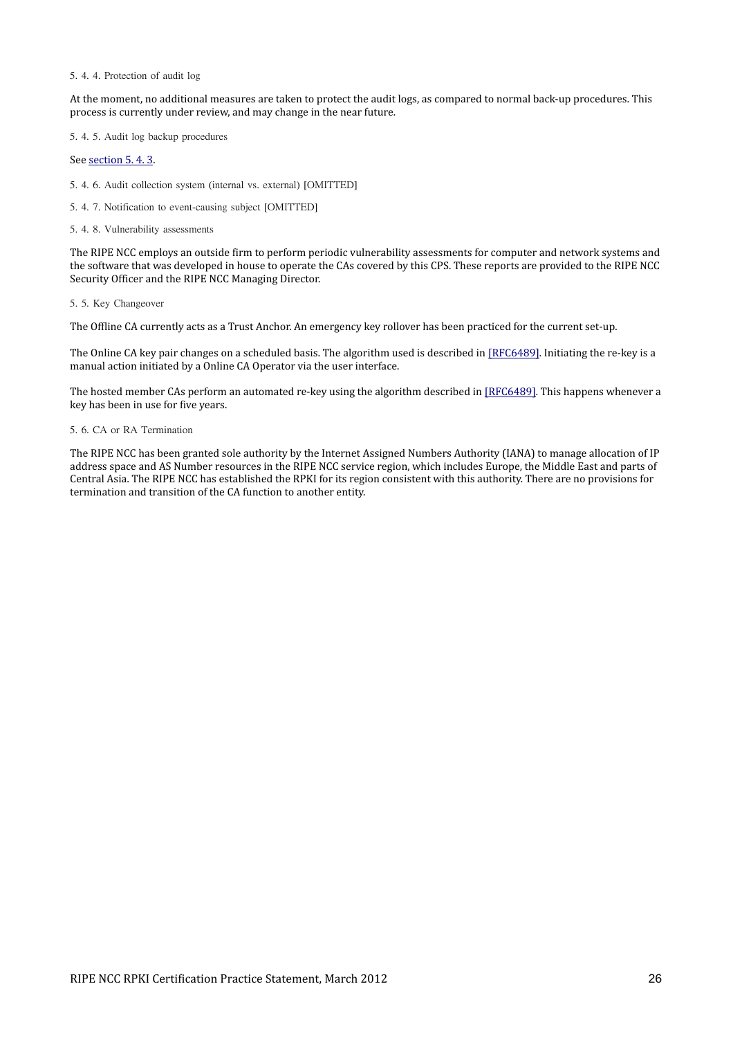### 5. 4. 4. Protection of audit log

At the moment, no additional measures are taken to protect the audit logs, as compared to normal back-up procedures. This process is currently under review, and may change in the near future.

### 5. 4. 5. Audit log backup procedures

See section 5. 4. 3.

### 5. 4. 6. Audit collection system (internal vs. external) [OMITTED]

### 5. 4. 7. Notification to event-causing subject [OMITTED]

### 5. 4. 8. Vulnerability assessments

The RIPE NCC employs an outside firm to perform periodic vulnerability assessments for computer and network systems and the software that was developed in house to operate the CAs covered by this CPS. These reports are provided to the RIPE NCC Security Officer and the RIPE NCC Managing Director.

## 5. 5. Key Changeover

The Offline CA currently acts as a Trust Anchor. An emergency key rollover has been practiced for the current set-up.

The Online CA key pair changes on a scheduled basis. The algorithm used is described in [RFC6489]. Initiating the re-key is a manual action initiated by a Online CA Operator via the user interface.

The hosted member CAs perform an automated re-key using the algorithm described in [RFC6489]. This happens whenever a key has been in use for five years.

## 5. 6. CA or RA Termination

The RIPE NCC has been granted sole authority by the Internet Assigned Numbers Authority (IANA) to manage allocation of IP address space and AS Number resources in the RIPE NCC service region, which includes Europe, the Middle East and parts of Central Asia. The RIPE NCC has established the RPKI for its region consistent with this authority. There are no provisions for termination and transition of the CA function to another entity.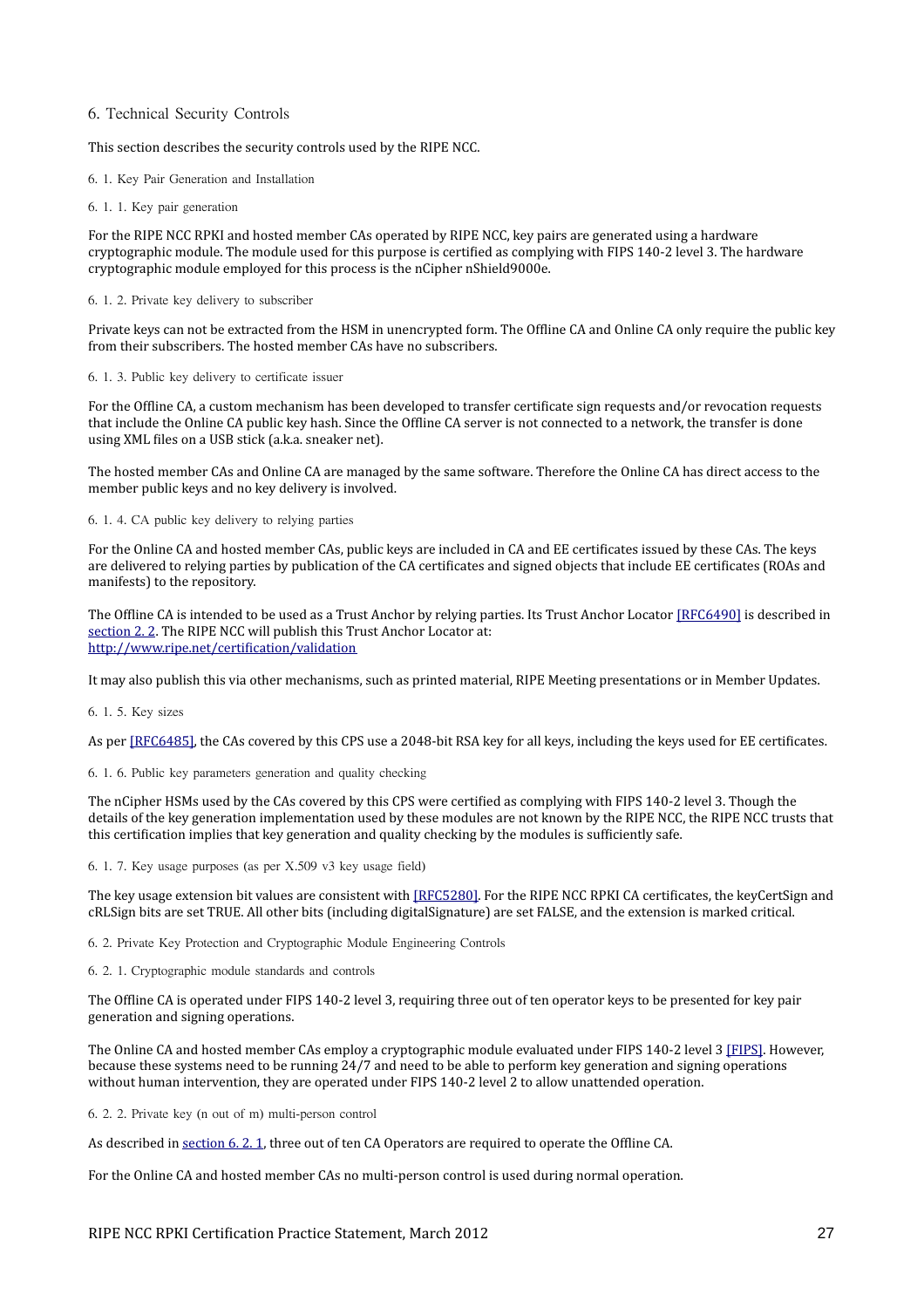# 6. Technical Security Controls

This section describes the security controls used by the RIPE NCC.

## 6. 1. Key Pair Generation and Installation

### 6. 1. 1. Key pair generation

For the RIPE NCC RPKI and hosted member CAs operated by RIPE NCC, key pairs are generated using a hardware cryptographic module. The module used for this purpose is certified as complying with FIPS 140-2 level 3. The hardware cryptographic module employed for this process is the nCipher nShield9000e.

### 6. 1. 2. Private key delivery to subscriber

Private keys can not be extracted from the HSM in unencrypted form. The Offline CA and Online CA only require the public key from their subscribers. The hosted member CAs have no subscribers.

### 6. 1. 3. Public key delivery to certificate issuer

For the Offline CA, a custom mechanism has been developed to transfer certificate sign requests and/or revocation requests that include the Online CA public key hash. Since the Offline CA server is not connected to a network, the transfer is done using XML files on a USB stick (a.k.a. sneaker net).

The hosted member CAs and Online CA are managed by the same software. Therefore the Online CA has direct access to the member public keys and no key delivery is involved.

### 6. 1. 4. CA public key delivery to relying parties

For the Online CA and hosted member CAs, public keys are included in CA and EE certificates issued by these CAs. The keys are delivered to relying parties by publication of the CA certificates and signed objects that include EE certificates (ROAs and manifests) to the repository.

The Offline CA is intended to be used as a Trust Anchor by relying parties. Its Trust Anchor Locator [RFC6490] is described in section 2. 2. The RIPE NCC will publish this Trust Anchor Locator at:
http://www.ripe.net/certification/validation

It may also publish this via other mechanisms, such as printed material, RIPE Meeting presentations or in Member Updates.

### 6. 1. 5. Key sizes

As per [RFC6485], the CAs covered by this CPS use a 2048-bit RSA key for all keys, including the keys used for EE certificates.

### 6. 1. 6. Public key parameters generation and quality checking

The nCipher HSMs used by the CAs covered by this CPS were certified as complying with FIPS 140-2 level 3. Though the details of the key generation implementation used by these modules are not known by the RIPE NCC, the RIPE NCC trusts that this certification implies that key generation and quality checking by the modules is sufficiently safe.

### 6. 1. 7. Key usage purposes (as per X.509 v3 key usage field)

The key usage extension bit values are consistent with [RFC5280]. For the RIPE NCC RPKI CA certificates, the keyCertSign and cRLSign bits are set TRUE. All other bits (including digitalSignature) are set FALSE, and the extension is marked critical.

## 6. 2. Private Key Protection and Cryptographic Module Engineering Controls

### 6. 2. 1. Cryptographic module standards and controls

The Offline CA is operated under FIPS 140-2 level 3, requiring three out of ten operator keys to be presented for key pair generation and signing operations.

The Online CA and hosted member CAs employ a cryptographic module evaluated under FIPS 140-2 level 3 [FIPS]. However, because these systems need to be running 24/7 and need to be able to perform key generation and signing operations without human intervention, they are operated under FIPS 140-2 level 2 to allow unattended operation.

### 6. 2. 2. Private key (n out of m) multi-person control

As described in section 6. 2. 1, three out of ten CA Operators are required to operate the Offline CA.

For the Online CA and hosted member CAs no multi-person control is used during normal operation.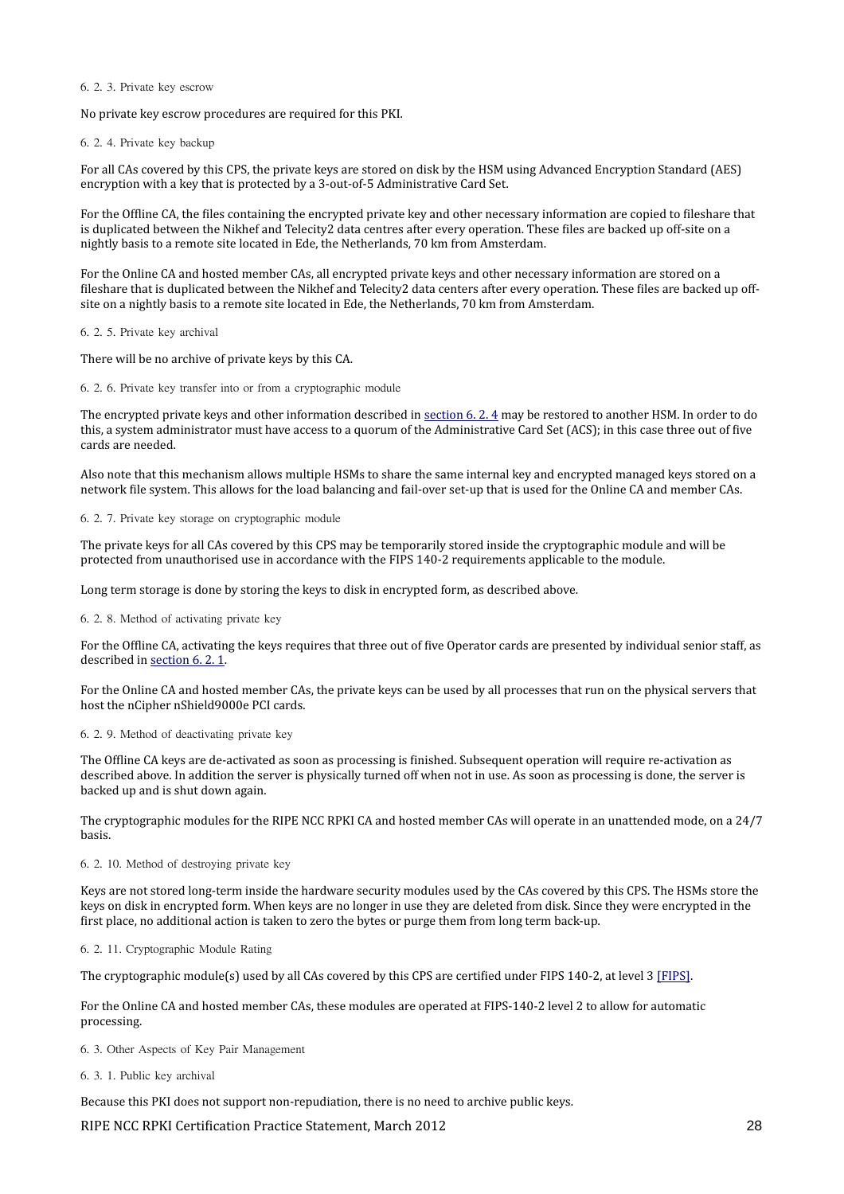#### 6. 2. 3. Private key escrow

No private key escrow procedures are required for this PKI.

#### 6. 2. 4. Private key backup

For all CAs covered by this CPS, the private keys are stored on disk by the HSM using Advanced Encryption Standard (AES) encryption with a key that is protected by a 3-out-of-5 Administrative Card Set.

For the Offline CA, the files containing the encrypted private key and other necessary information are copied to fileshare that is duplicated between the Nikhef and Telecity2 data centres after every operation. These files are backed up off-site on a nightly basis to a remote site located in Ede, the Netherlands, 70 km from Amsterdam.

For the Online CA and hosted member CAs, all encrypted private keys and other necessary information are stored on a fileshare that is duplicated between the Nikhef and Telecity2 data centers after every operation. These files are backed up off-site on a nightly basis to a remote site located in Ede, the Netherlands, 70 km from Amsterdam.

#### 6. 2. 5. Private key archival

There will be no archive of private keys by this CA.

#### 6. 2. 6. Private key transfer into or from a cryptographic module

The encrypted private keys and other information described in section 6. 2. 4 may be restored to another HSM. In order to do this, a system administrator must have access to a quorum of the Administrative Card Set (ACS); in this case three out of five cards are needed.

Also note that this mechanism allows multiple HSMs to share the same internal key and encrypted managed keys stored on a network file system. This allows for the load balancing and fail-over set-up that is used for the Online CA and member CAs.

#### 6. 2. 7. Private key storage on cryptographic module

The private keys for all CAs covered by this CPS may be temporarily stored inside the cryptographic module and will be protected from unauthorised use in accordance with the FIPS 140-2 requirements applicable to the module.

Long term storage is done by storing the keys to disk in encrypted form, as described above.

#### 6. 2. 8. Method of activating private key

For the Offline CA, activating the keys requires that three out of five Operator cards are presented by individual senior staff, as described in section 6. 2. 1.

For the Online CA and hosted member CAs, the private keys can be used by all processes that run on the physical servers that host the nCipher nShield9000e PCI cards.

#### 6. 2. 9. Method of deactivating private key

The Offline CA keys are de-activated as soon as processing is finished. Subsequent operation will require re-activation as described above. In addition the server is physically turned off when not in use. As soon as processing is done, the server is backed up and is shut down again.

The cryptographic modules for the RIPE NCC RPKI CA and hosted member CAs will operate in an unattended mode, on a 24/7 basis.

#### 6. 2. 10. Method of destroying private key

Keys are not stored long-term inside the hardware security modules used by the CAs covered by this CPS. The HSMs store the keys on disk in encrypted form. When keys are no longer in use they are deleted from disk. Since they were encrypted in the first place, no additional action is taken to zero the bytes or purge them from long term back-up.

#### 6. 2. 11. Cryptographic Module Rating

The cryptographic module(s) used by all CAs covered by this CPS are certified under FIPS 140-2, at level 3 [FIPS].

For the Online CA and hosted member CAs, these modules are operated at FIPS-140-2 level 2 to allow for automatic processing.

### 6. 3. Other Aspects of Key Pair Management

#### 6. 3. 1. Public key archival

Because this PKI does not support non-repudiation, there is no need to archive public keys.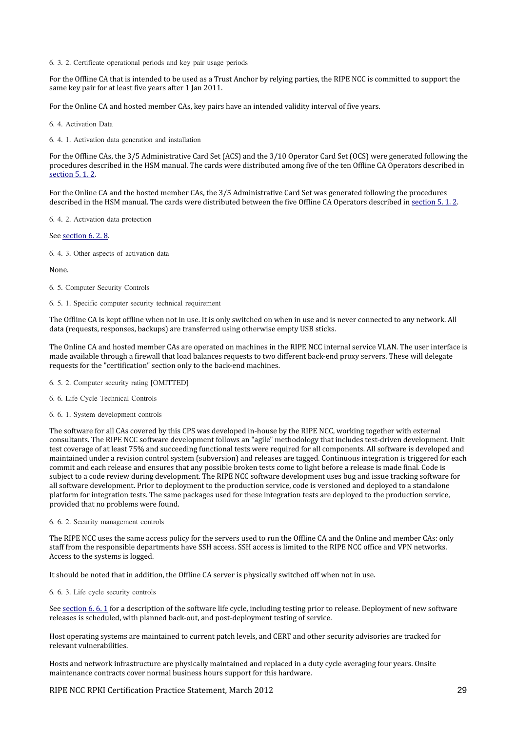#### 6. 3. 2. Certificate operational periods and key pair usage periods

For the Offline CA that is intended to be used as a Trust Anchor by relying parties, the RIPE NCC is committed to support the same key pair for at least five years after 1 Jan 2011.

For the Online CA and hosted member CAs, key pairs have an intended validity interval of five years.

### 6. 4. Activation Data

#### 6. 4. 1. Activation data generation and installation

For the Offline CAs, the 3/5 Administrative Card Set (ACS) and the 3/10 Operator Card Set (OCS) were generated following the procedures described in the HSM manual. The cards were distributed among five of the ten Offline CA Operators described in [section 5. 1. 2](#).

For the Online CA and the hosted member CAs, the 3/5 Administrative Card Set was generated following the procedures described in the HSM manual. The cards were distributed between the five Offline CA Operators described in [section 5. 1. 2](#).

#### 6. 4. 2. Activation data protection

See [section 6. 2. 8](#).

#### 6. 4. 3. Other aspects of activation data

None.

### 6. 5. Computer Security Controls

#### 6. 5. 1. Specific computer security technical requirement

The Offline CA is kept offline when not in use. It is only switched on when in use and is never connected to any network. All data (requests, responses, backups) are transferred using otherwise empty USB sticks.

The Online CA and hosted member CAs are operated on machines in the RIPE NCC internal service VLAN. The user interface is made available through a firewall that load balances requests to two different back-end proxy servers. These will delegate requests for the "certification" section only to the back-end machines.

#### 6. 5. 2. Computer security rating [OMITTED]

### 6. 6. Life Cycle Technical Controls

#### 6. 6. 1. System development controls

The software for all CAs covered by this CPS was developed in-house by the RIPE NCC, working together with external consultants. The RIPE NCC software development follows an "agile" methodology that includes test-driven development. Unit test coverage of at least 75% and succeeding functional tests were required for all components. All software is developed and maintained under a revision control system (subversion) and releases are tagged. Continuous integration is triggered for each commit and each release and ensures that any possible broken tests come to light before a release is made final. Code is subject to a code review during development. The RIPE NCC software development uses bug and issue tracking software for all software development. Prior to deployment to the production service, code is versioned and deployed to a standalone platform for integration tests. The same packages used for these integration tests are deployed to the production service, provided that no problems were found.

#### 6. 6. 2. Security management controls

The RIPE NCC uses the same access policy for the servers used to run the Offline CA and the Online and member CAs: only staff from the responsible departments have SSH access. SSH access is limited to the RIPE NCC office and VPN networks. Access to the systems is logged.

It should be noted that in addition, the Offline CA server is physically switched off when not in use.

#### 6. 6. 3. Life cycle security controls

See [section 6. 6. 1](#) for a description of the software life cycle, including testing prior to release. Deployment of new software releases is scheduled, with planned back-out, and post-deployment testing of service.

Host operating systems are maintained to current patch levels, and CERT and other security advisories are tracked for relevant vulnerabilities.

Hosts and network infrastructure are physically maintained and replaced in a duty cycle averaging four years. Onsite maintenance contracts cover normal business hours support for this hardware.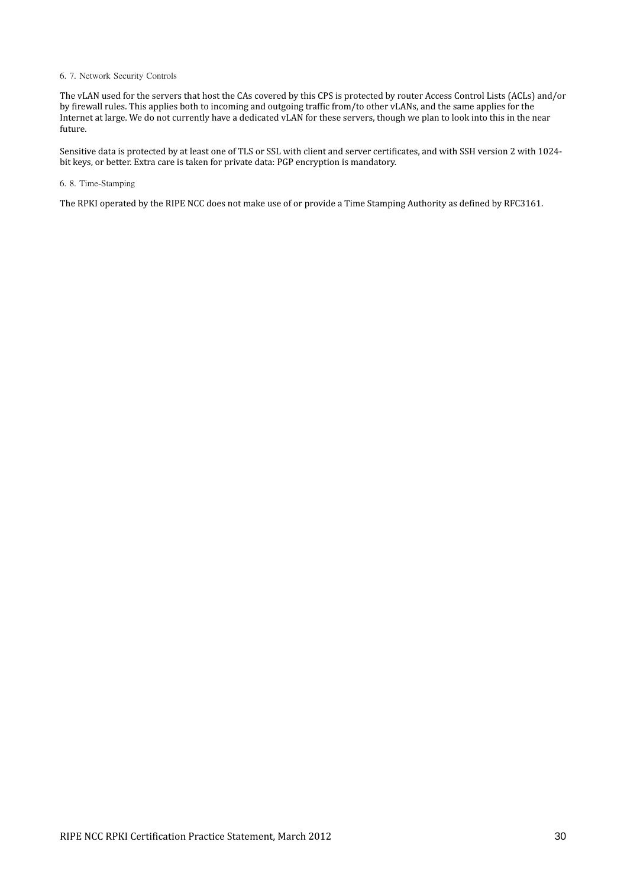### 6. 7. Network Security Controls

The vLAN used for the servers that host the CAs covered by this CPS is protected by router Access Control Lists (ACLs) and/or by firewall rules. This applies both to incoming and outgoing traffic from/to other vLANs, and the same applies for the Internet at large. We do not currently have a dedicated vLAN for these servers, though we plan to look into this in the near future.

Sensitive data is protected by at least one of TLS or SSL with client and server certificates, and with SSH version 2 with 1024-bit keys, or better. Extra care is taken for private data: PGP encryption is mandatory.

### 6. 8. Time-Stamping

The RPKI operated by the RIPE NCC does not make use of or provide a Time Stamping Authority as defined by RFC3161.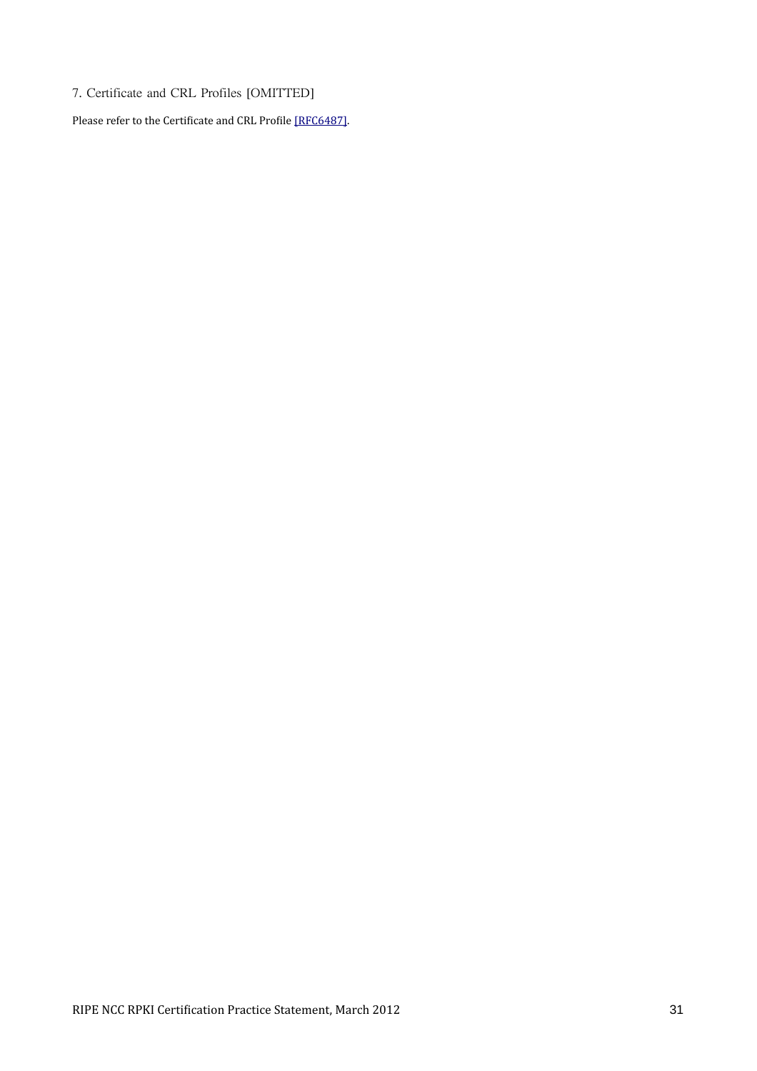# 7. Certificate and CRL Profiles [OMITTED]

Please refer to the Certificate and CRL Profile [RFC6487].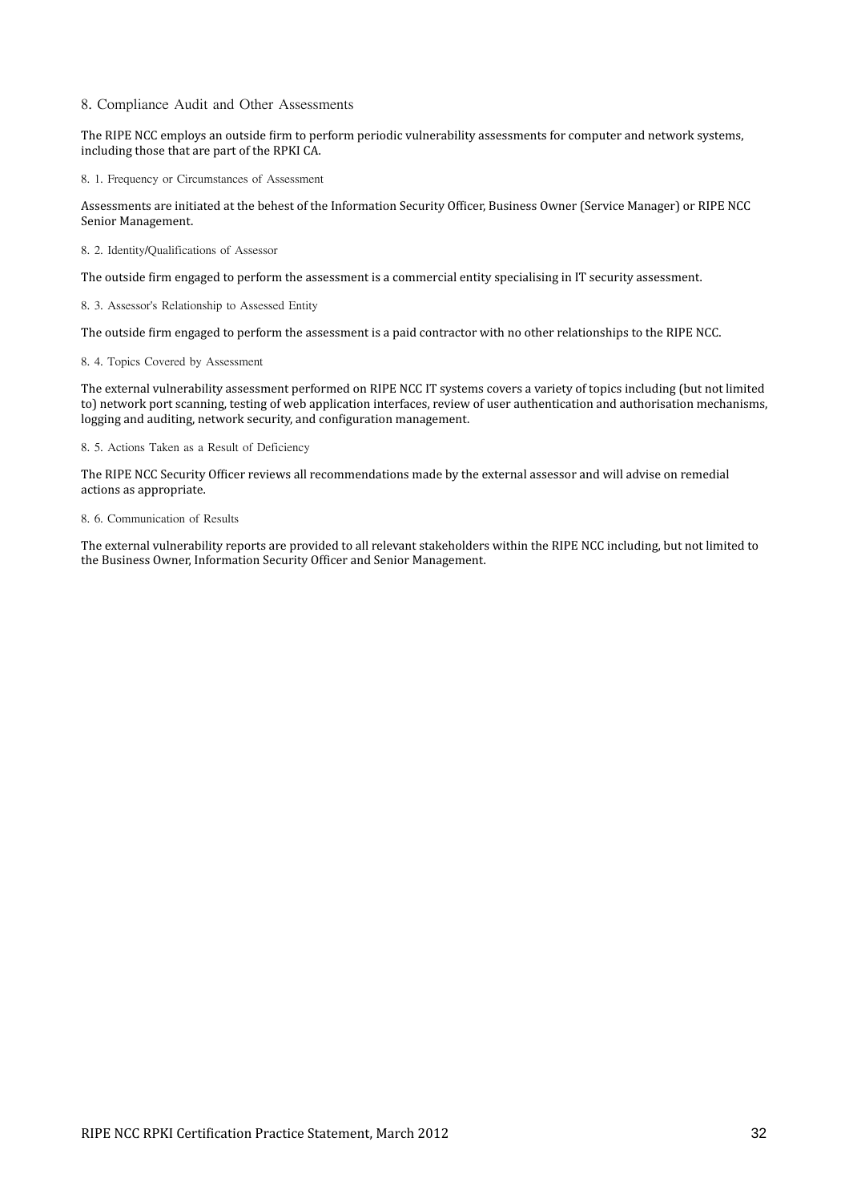## 8. Compliance Audit and Other Assessments

The RIPE NCC employs an outside firm to perform periodic vulnerability assessments for computer and network systems, including those that are part of the RPKI CA.

### 8. 1. Frequency or Circumstances of Assessment

Assessments are initiated at the behest of the Information Security Officer, Business Owner (Service Manager) or RIPE NCC Senior Management.

### 8. 2. Identity/Qualifications of Assessor

The outside firm engaged to perform the assessment is a commercial entity specialising in IT security assessment.

### 8. 3. Assessor's Relationship to Assessed Entity

The outside firm engaged to perform the assessment is a paid contractor with no other relationships to the RIPE NCC.

### 8. 4. Topics Covered by Assessment

The external vulnerability assessment performed on RIPE NCC IT systems covers a variety of topics including (but not limited to) network port scanning, testing of web application interfaces, review of user authentication and authorisation mechanisms, logging and auditing, network security, and configuration management.

### 8. 5. Actions Taken as a Result of Deficiency

The RIPE NCC Security Officer reviews all recommendations made by the external assessor and will advise on remedial actions as appropriate.

### 8. 6. Communication of Results

The external vulnerability reports are provided to all relevant stakeholders within the RIPE NCC including, but not limited to the Business Owner, Information Security Officer and Senior Management.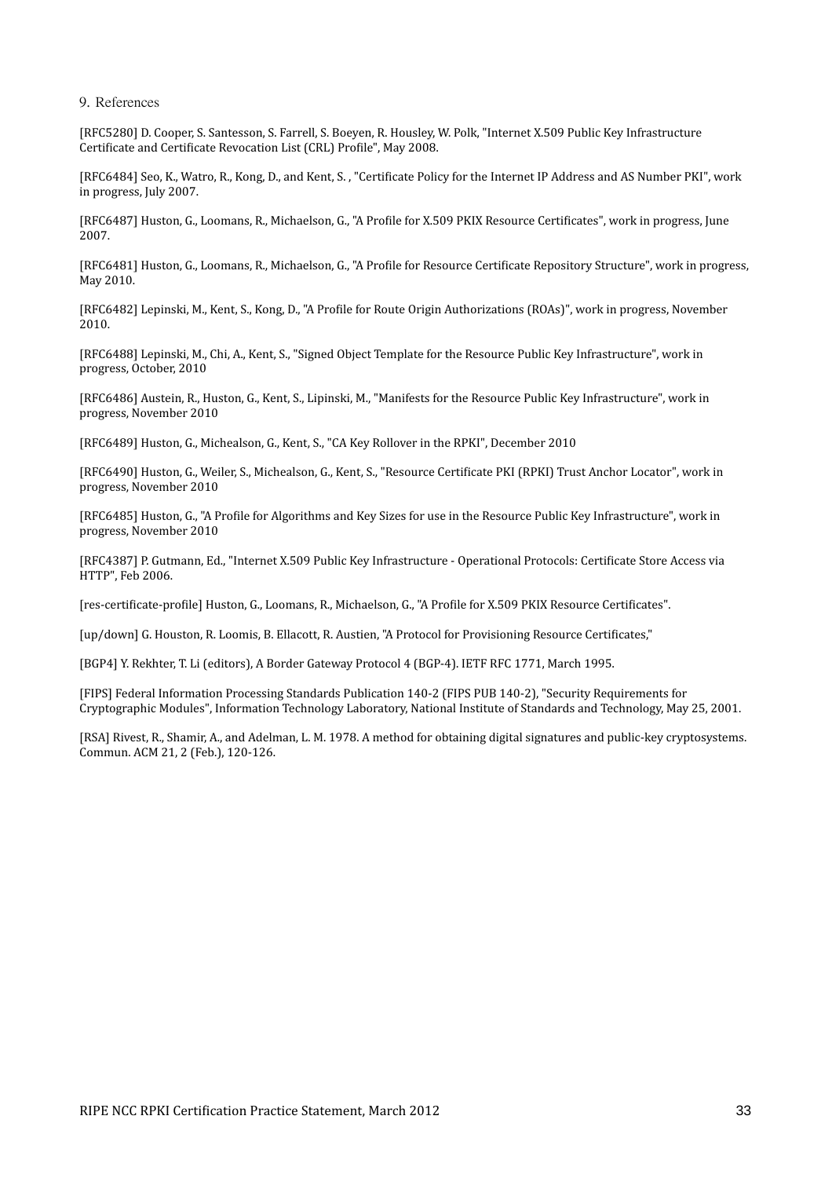## 9. References

[RFC5280] D. Cooper, S. Santesson, S. Farrell, S. Boeyen, R. Housley, W. Polk, "Internet X.509 Public Key Infrastructure Certificate and Certificate Revocation List (CRL) Profile", May 2008.

[RFC6484] Seo, K., Watro, R., Kong, D., and Kent, S. , "Certificate Policy for the Internet IP Address and AS Number PKI", work in progress, July 2007.

[RFC6487] Huston, G., Loomans, R., Michaelson, G., "A Profile for X.509 PKIX Resource Certificates", work in progress, June 2007.

[RFC6481] Huston, G., Loomans, R., Michaelson, G., "A Profile for Resource Certificate Repository Structure", work in progress, May 2010.

[RFC6482] Lepinski, M., Kent, S., Kong, D., "A Profile for Route Origin Authorizations (ROAs)", work in progress, November 2010.

[RFC6488] Lepinski, M., Chi, A., Kent, S., "Signed Object Template for the Resource Public Key Infrastructure", work in progress, October, 2010

[RFC6486] Austein, R., Huston, G., Kent, S., Lipinski, M., "Manifests for the Resource Public Key Infrastructure", work in progress, November 2010

[RFC6489] Huston, G., Michealson, G., Kent, S., "CA Key Rollover in the RPKI", December 2010

[RFC6490] Huston, G., Weiler, S., Michealson, G., Kent, S., "Resource Certificate PKI (RPKI) Trust Anchor Locator", work in progress, November 2010

[RFC6485] Huston, G., "A Profile for Algorithms and Key Sizes for use in the Resource Public Key Infrastructure", work in progress, November 2010

[RFC4387] P. Gutmann, Ed., "Internet X.509 Public Key Infrastructure - Operational Protocols: Certificate Store Access via HTTP", Feb 2006.

[res-certificate-profile] Huston, G., Loomans, R., Michaelson, G., "A Profile for X.509 PKIX Resource Certificates".

[up/down] G. Houston, R. Loomis, B. Ellacott, R. Austien, "A Protocol for Provisioning Resource Certificates,"

[BGP4] Y. Rekhter, T. Li (editors), A Border Gateway Protocol 4 (BGP-4). IETF RFC 1771, March 1995.

[FIPS] Federal Information Processing Standards Publication 140-2 (FIPS PUB 140-2), "Security Requirements for Cryptographic Modules", Information Technology Laboratory, National Institute of Standards and Technology, May 25, 2001.

[RSA] Rivest, R., Shamir, A., and Adelman, L. M. 1978. A method for obtaining digital signatures and public-key cryptosystems. Commun. ACM 21, 2 (Feb.), 120-126.